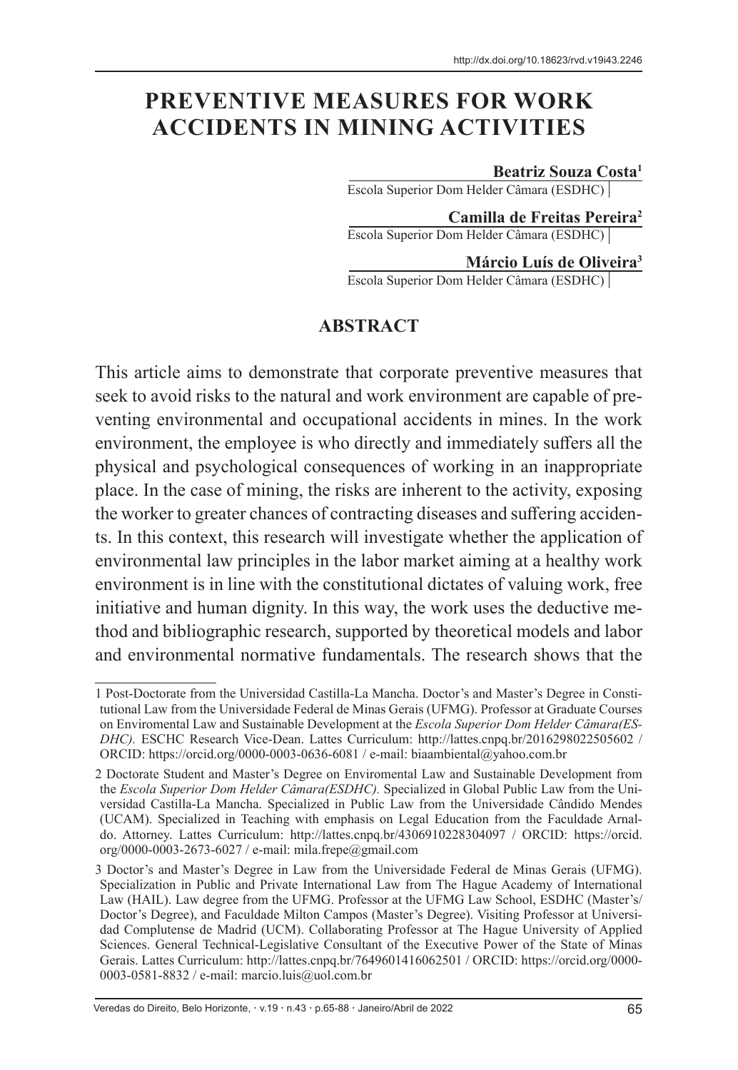http://dx.doi.org/10.18623/rvd.v19i43.2246

# PREVENTIVE MEASURES FOR WORK ACCIDENTS IN MINING ACTIVITIES

**Beatriz Souza Costa**[1]
Escola Superior Dom Helder Câmara (ESDHC)

**Camilla de Freitas Pereira**[2]
Escola Superior Dom Helder Câmara (ESDHC)

**Márcio Luís de Oliveira**[3]
Escola Superior Dom Helder Câmara (ESDHC)

## ABSTRACT

This article aims to demonstrate that corporate preventive measures that seek to avoid risks to the natural and work environment are capable of preventing environmental and occupational accidents in mines. In the work environment, the employee is who directly and immediately suffers all the physical and psychological consequences of working in an inappropriate place. In the case of mining, the risks are inherent to the activity, exposing the worker to greater chances of contracting diseases and suffering accidents. In this context, this research will investigate whether the application of environmental law principles in the labor market aiming at a healthy work environment is in line with the constitutional dictates of valuing work, free initiative and human dignity. In this way, the work uses the deductive method and bibliographic research, supported by theoretical models and labor and environmental normative fundamentals. The research shows that the

---

1 Post-Doctorate from the Universidad Castilla-La Mancha. Doctor's and Master's Degree in Constitutional Law from the Universidade Federal de Minas Gerais (UFMG). Professor at Graduate Courses on Enviromental Law and Sustainable Development at the *Escola Superior Dom Helder Câmara(ESDHC).* ESCHC Research Vice-Dean. Lattes Curriculum: http://lattes.cnpq.br/2016298022505602 / ORCID: https://orcid.org/0000-0003-0636-6081 / e-mail: biaambiental@yahoo.com.br

2 Doctorate Student and Master's Degree on Enviromental Law and Sustainable Development from the *Escola Superior Dom Helder Câmara(ESDHC).* Specialized in Global Public Law from the Universidad Castilla-La Mancha. Specialized in Public Law from the Universidade Cândido Mendes (UCAM). Specialized in Teaching with emphasis on Legal Education from the Faculdade Arnaldo. Attorney. Lattes Curriculum: http://lattes.cnpq.br/4306910228304097 / ORCID: https://orcid.org/0000-0003-2673-6027 / e-mail: mila.frepe@gmail.com

3 Doctor's and Master's Degree in Law from the Universidade Federal de Minas Gerais (UFMG). Specialization in Public and Private International Law from The Hague Academy of International Law (HAIL). Law degree from the UFMG. Professor at the UFMG Law School, ESDHC (Master's/Doctor's Degree), and Faculdade Milton Campos (Master's Degree). Visiting Professor at Universidad Complutense de Madrid (UCM). Collaborating Professor at The Hague University of Applied Sciences. General Technical-Legislative Consultant of the Executive Power of the State of Minas Gerais. Lattes Curriculum: http://lattes.cnpq.br/7649601416062501 / ORCID: https://orcid.org/0000-0003-0581-8832 / e-mail: marcio.luis@uol.com.br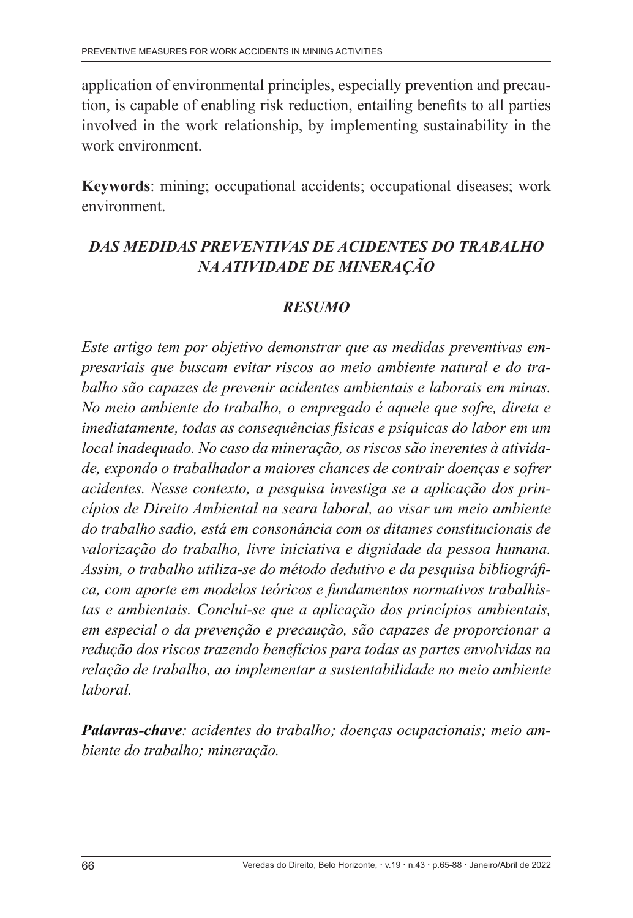application of environmental principles, especially prevention and precaution, is capable of enabling risk reduction, entailing benefits to all parties involved in the work relationship, by implementing sustainability in the work environment.

**Keywords**: mining; occupational accidents; occupational diseases; work environment.

## *DAS MEDIDAS PREVENTIVAS DE ACIDENTES DO TRABALHO NA ATIVIDADE DE MINERAÇÃO*

### *RESUMO*

*Este artigo tem por objetivo demonstrar que as medidas preventivas empresariais que buscam evitar riscos ao meio ambiente natural e do trabalho são capazes de prevenir acidentes ambientais e laborais em minas. No meio ambiente do trabalho, o empregado é aquele que sofre, direta e imediatamente, todas as consequências físicas e psíquicas do labor em um local inadequado. No caso da mineração, os riscos são inerentes à atividade, expondo o trabalhador a maiores chances de contrair doenças e sofrer acidentes. Nesse contexto, a pesquisa investiga se a aplicação dos princípios de Direito Ambiental na seara laboral, ao visar um meio ambiente do trabalho sadio, está em consonância com os ditames constitucionais de valorização do trabalho, livre iniciativa e dignidade da pessoa humana. Assim, o trabalho utiliza-se do método dedutivo e da pesquisa bibliográfica, com aporte em modelos teóricos e fundamentos normativos trabalhistas e ambientais. Conclui-se que a aplicação dos princípios ambientais, em especial o da prevenção e precaução, são capazes de proporcionar a redução dos riscos trazendo benefícios para todas as partes envolvidas na relação de trabalho, ao implementar a sustentabilidade no meio ambiente laboral.*

***Palavras-chave****: acidentes do trabalho; doenças ocupacionais; meio ambiente do trabalho; mineração.*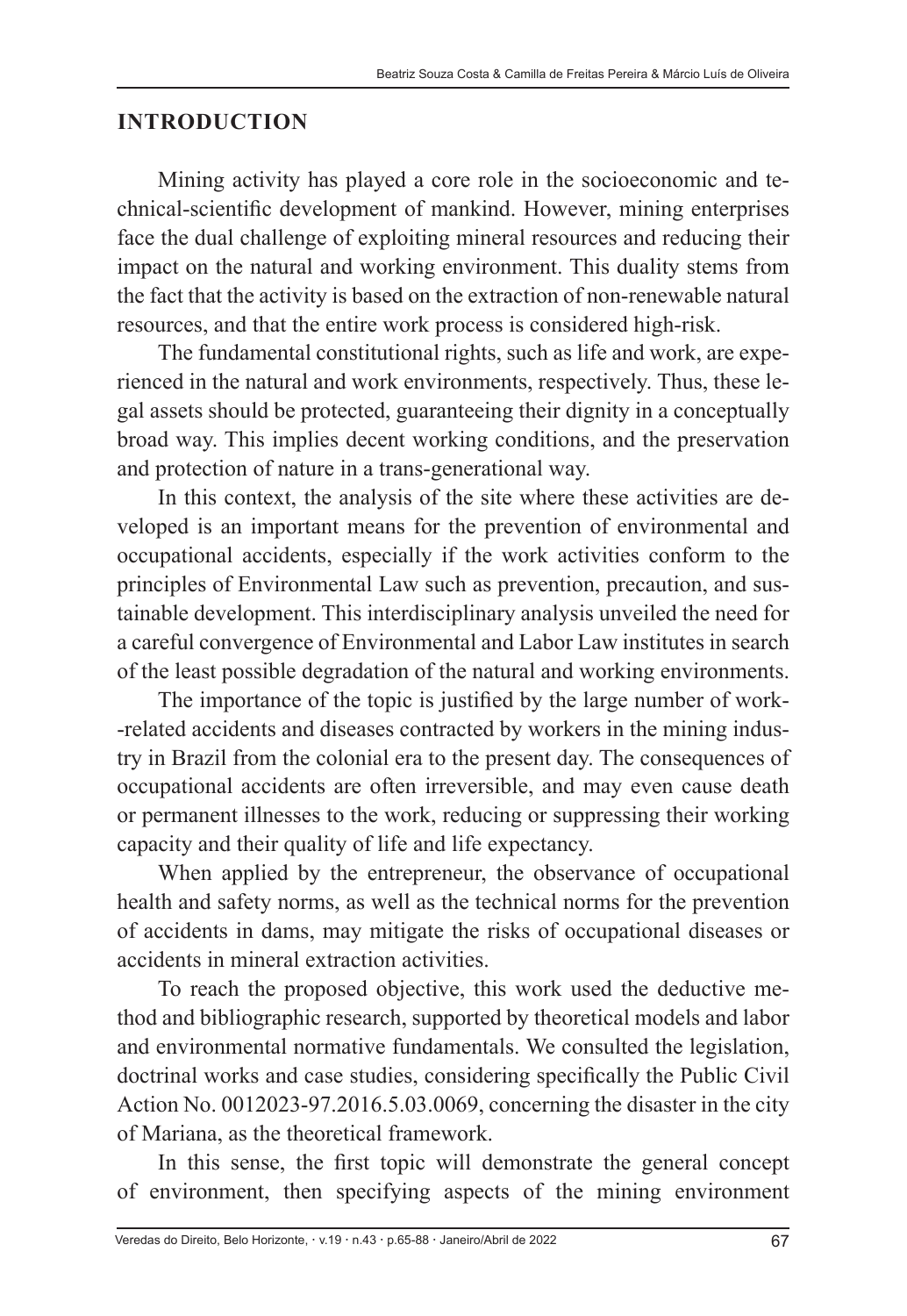## INTRODUCTION

Mining activity has played a core role in the socioeconomic and technical-scientific development of mankind. However, mining enterprises face the dual challenge of exploiting mineral resources and reducing their impact on the natural and working environment. This duality stems from the fact that the activity is based on the extraction of non-renewable natural resources, and that the entire work process is considered high-risk.

The fundamental constitutional rights, such as life and work, are experienced in the natural and work environments, respectively. Thus, these legal assets should be protected, guaranteeing their dignity in a conceptually broad way. This implies decent working conditions, and the preservation and protection of nature in a trans-generational way.

In this context, the analysis of the site where these activities are developed is an important means for the prevention of environmental and occupational accidents, especially if the work activities conform to the principles of Environmental Law such as prevention, precaution, and sustainable development. This interdisciplinary analysis unveiled the need for a careful convergence of Environmental and Labor Law institutes in search of the least possible degradation of the natural and working environments.

The importance of the topic is justified by the large number of work-related accidents and diseases contracted by workers in the mining industry in Brazil from the colonial era to the present day. The consequences of occupational accidents are often irreversible, and may even cause death or permanent illnesses to the work, reducing or suppressing their working capacity and their quality of life and life expectancy.

When applied by the entrepreneur, the observance of occupational health and safety norms, as well as the technical norms for the prevention of accidents in dams, may mitigate the risks of occupational diseases or accidents in mineral extraction activities.

To reach the proposed objective, this work used the deductive method and bibliographic research, supported by theoretical models and labor and environmental normative fundamentals. We consulted the legislation, doctrinal works and case studies, considering specifically the Public Civil Action No. 0012023-97.2016.5.03.0069, concerning the disaster in the city of Mariana, as the theoretical framework.

In this sense, the first topic will demonstrate the general concept of environment, then specifying aspects of the mining environment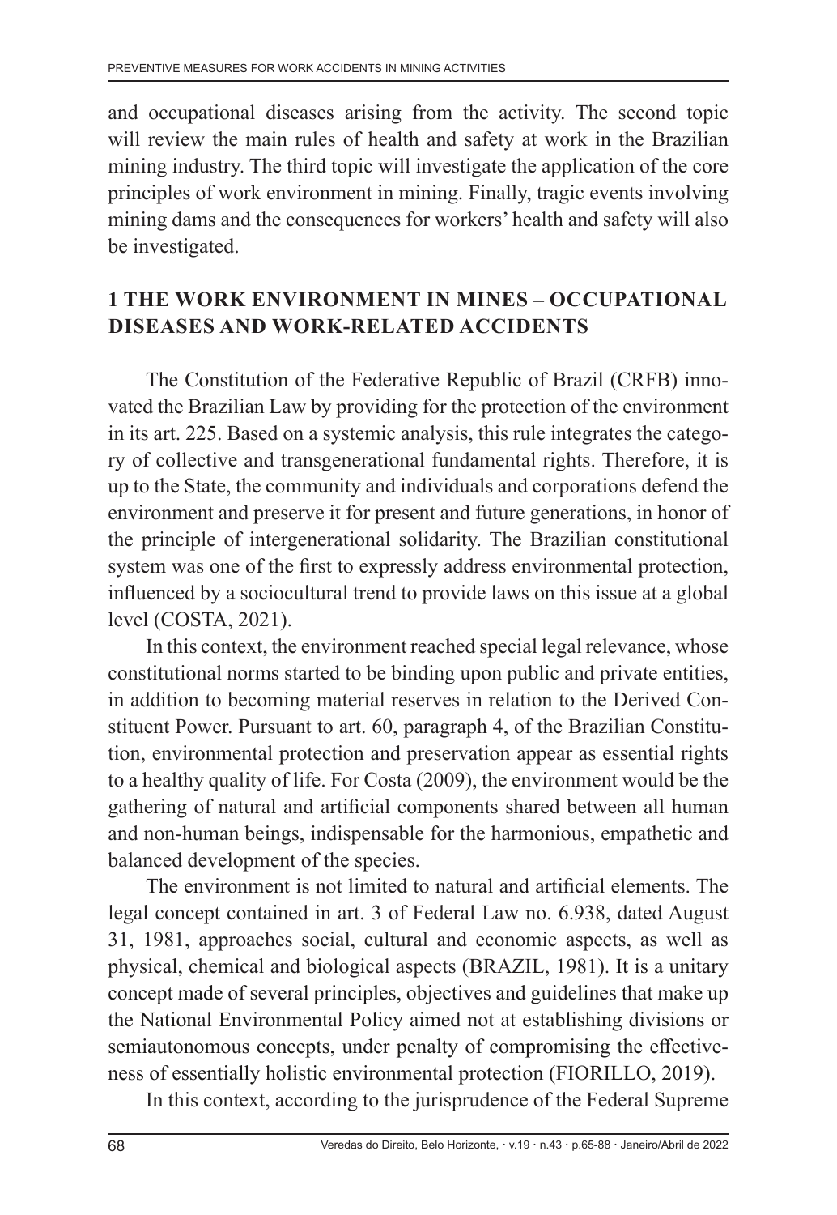and occupational diseases arising from the activity. The second topic will review the main rules of health and safety at work in the Brazilian mining industry. The third topic will investigate the application of the core principles of work environment in mining. Finally, tragic events involving mining dams and the consequences for workers' health and safety will also be investigated.

## 1 THE WORK ENVIRONMENT IN MINES – OCCUPATIONAL DISEASES AND WORK-RELATED ACCIDENTS

The Constitution of the Federative Republic of Brazil (CRFB) innovated the Brazilian Law by providing for the protection of the environment in its art. 225. Based on a systemic analysis, this rule integrates the category of collective and transgenerational fundamental rights. Therefore, it is up to the State, the community and individuals and corporations defend the environment and preserve it for present and future generations, in honor of the principle of intergenerational solidarity. The Brazilian constitutional system was one of the first to expressly address environmental protection, influenced by a sociocultural trend to provide laws on this issue at a global level (COSTA, 2021).

In this context, the environment reached special legal relevance, whose constitutional norms started to be binding upon public and private entities, in addition to becoming material reserves in relation to the Derived Constituent Power. Pursuant to art. 60, paragraph 4, of the Brazilian Constitution, environmental protection and preservation appear as essential rights to a healthy quality of life. For Costa (2009), the environment would be the gathering of natural and artificial components shared between all human and non-human beings, indispensable for the harmonious, empathetic and balanced development of the species.

The environment is not limited to natural and artificial elements. The legal concept contained in art. 3 of Federal Law no. 6.938, dated August 31, 1981, approaches social, cultural and economic aspects, as well as physical, chemical and biological aspects (BRAZIL, 1981). It is a unitary concept made of several principles, objectives and guidelines that make up the National Environmental Policy aimed not at establishing divisions or semiautonomous concepts, under penalty of compromising the effectiveness of essentially holistic environmental protection (FIORILLO, 2019).

In this context, according to the jurisprudence of the Federal Supreme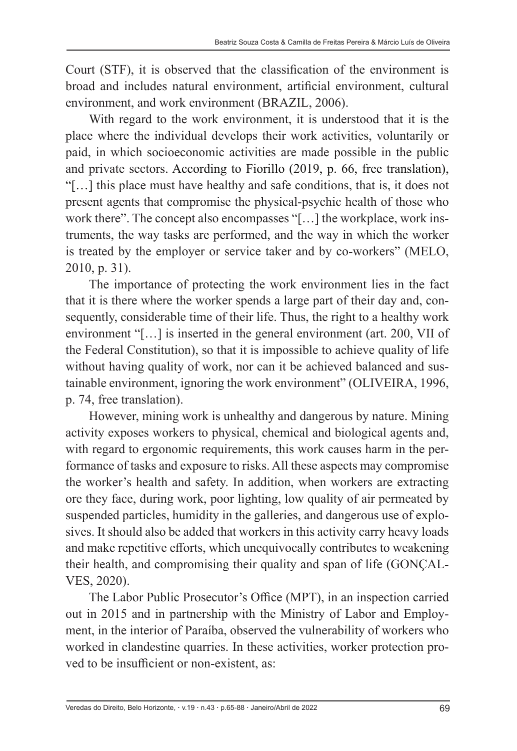Court (STF), it is observed that the classification of the environment is broad and includes natural environment, artificial environment, cultural environment, and work environment (BRAZIL, 2006).

With regard to the work environment, it is understood that it is the place where the individual develops their work activities, voluntarily or paid, in which socioeconomic activities are made possible in the public and private sectors. According to Fiorillo (2019, p. 66, free translation), "[…] this place must have healthy and safe conditions, that is, it does not present agents that compromise the physical-psychic health of those who work there". The concept also encompasses "[…] the workplace, work instruments, the way tasks are performed, and the way in which the worker is treated by the employer or service taker and by co-workers" (MELO, 2010, p. 31).

The importance of protecting the work environment lies in the fact that it is there where the worker spends a large part of their day and, consequently, considerable time of their life. Thus, the right to a healthy work environment "[…] is inserted in the general environment (art. 200, VII of the Federal Constitution), so that it is impossible to achieve quality of life without having quality of work, nor can it be achieved balanced and sustainable environment, ignoring the work environment" (OLIVEIRA, 1996, p. 74, free translation).

However, mining work is unhealthy and dangerous by nature. Mining activity exposes workers to physical, chemical and biological agents and, with regard to ergonomic requirements, this work causes harm in the performance of tasks and exposure to risks. All these aspects may compromise the worker's health and safety. In addition, when workers are extracting ore they face, during work, poor lighting, low quality of air permeated by suspended particles, humidity in the galleries, and dangerous use of explosives. It should also be added that workers in this activity carry heavy loads and make repetitive efforts, which unequivocally contributes to weakening their health, and compromising their quality and span of life (GONÇALVES, 2020).

The Labor Public Prosecutor's Office (MPT), in an inspection carried out in 2015 and in partnership with the Ministry of Labor and Employment, in the interior of Paraíba, observed the vulnerability of workers who worked in clandestine quarries. In these activities, worker protection proved to be insufficient or non-existent, as: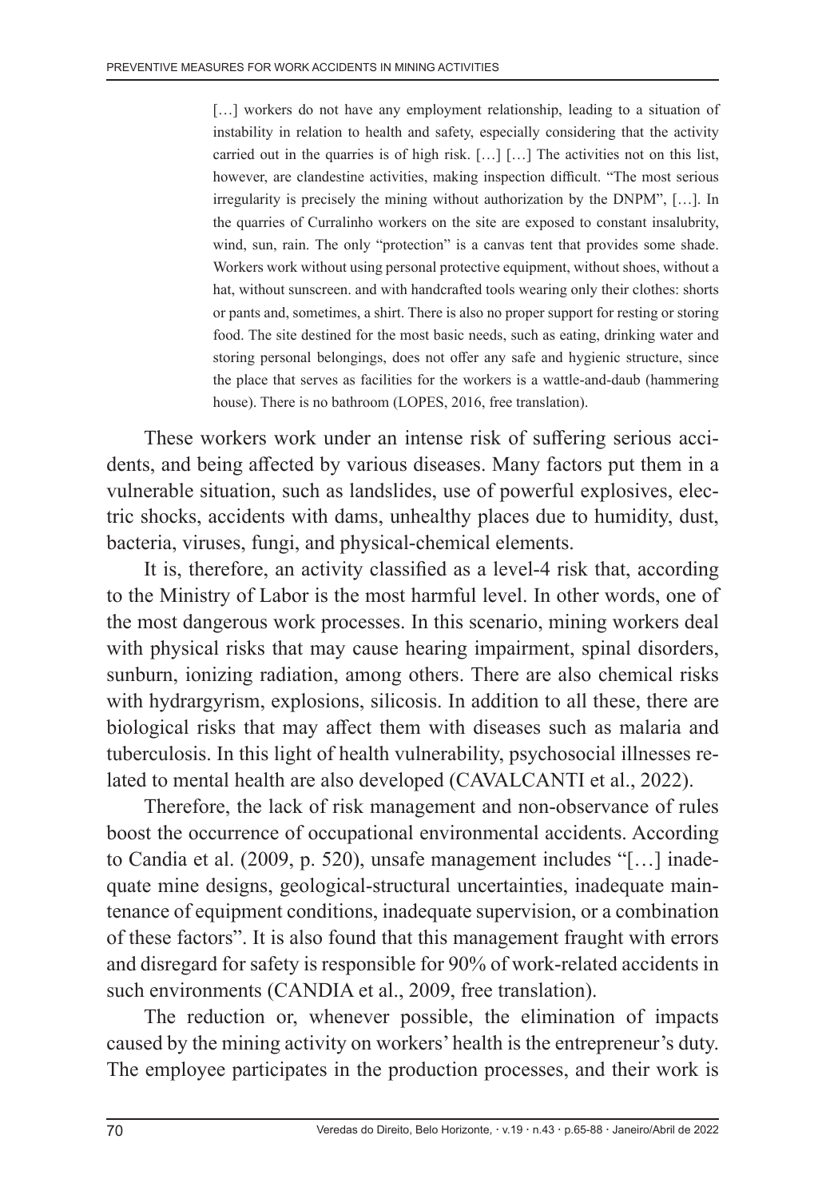> […] workers do not have any employment relationship, leading to a situation of instability in relation to health and safety, especially considering that the activity carried out in the quarries is of high risk. […] […] The activities not on this list, however, are clandestine activities, making inspection difficult. "The most serious irregularity is precisely the mining without authorization by the DNPM", […]. In the quarries of Curralinho workers on the site are exposed to constant insalubrity, wind, sun, rain. The only "protection" is a canvas tent that provides some shade. Workers work without using personal protective equipment, without shoes, without a hat, without sunscreen. and with handcrafted tools wearing only their clothes: shorts or pants and, sometimes, a shirt. There is also no proper support for resting or storing food. The site destined for the most basic needs, such as eating, drinking water and storing personal belongings, does not offer any safe and hygienic structure, since the place that serves as facilities for the workers is a wattle-and-daub (hammering house). There is no bathroom (LOPES, 2016, free translation).

These workers work under an intense risk of suffering serious accidents, and being affected by various diseases. Many factors put them in a vulnerable situation, such as landslides, use of powerful explosives, electric shocks, accidents with dams, unhealthy places due to humidity, dust, bacteria, viruses, fungi, and physical-chemical elements.

It is, therefore, an activity classified as a level-4 risk that, according to the Ministry of Labor is the most harmful level. In other words, one of the most dangerous work processes. In this scenario, mining workers deal with physical risks that may cause hearing impairment, spinal disorders, sunburn, ionizing radiation, among others. There are also chemical risks with hydrargyrism, explosions, silicosis. In addition to all these, there are biological risks that may affect them with diseases such as malaria and tuberculosis. In this light of health vulnerability, psychosocial illnesses related to mental health are also developed (CAVALCANTI et al., 2022).

Therefore, the lack of risk management and non-observance of rules boost the occurrence of occupational environmental accidents. According to Candia et al. (2009, p. 520), unsafe management includes "[…] inadequate mine designs, geological-structural uncertainties, inadequate maintenance of equipment conditions, inadequate supervision, or a combination of these factors". It is also found that this management fraught with errors and disregard for safety is responsible for 90% of work-related accidents in such environments (CANDIA et al., 2009, free translation).

The reduction or, whenever possible, the elimination of impacts caused by the mining activity on workers' health is the entrepreneur's duty. The employee participates in the production processes, and their work is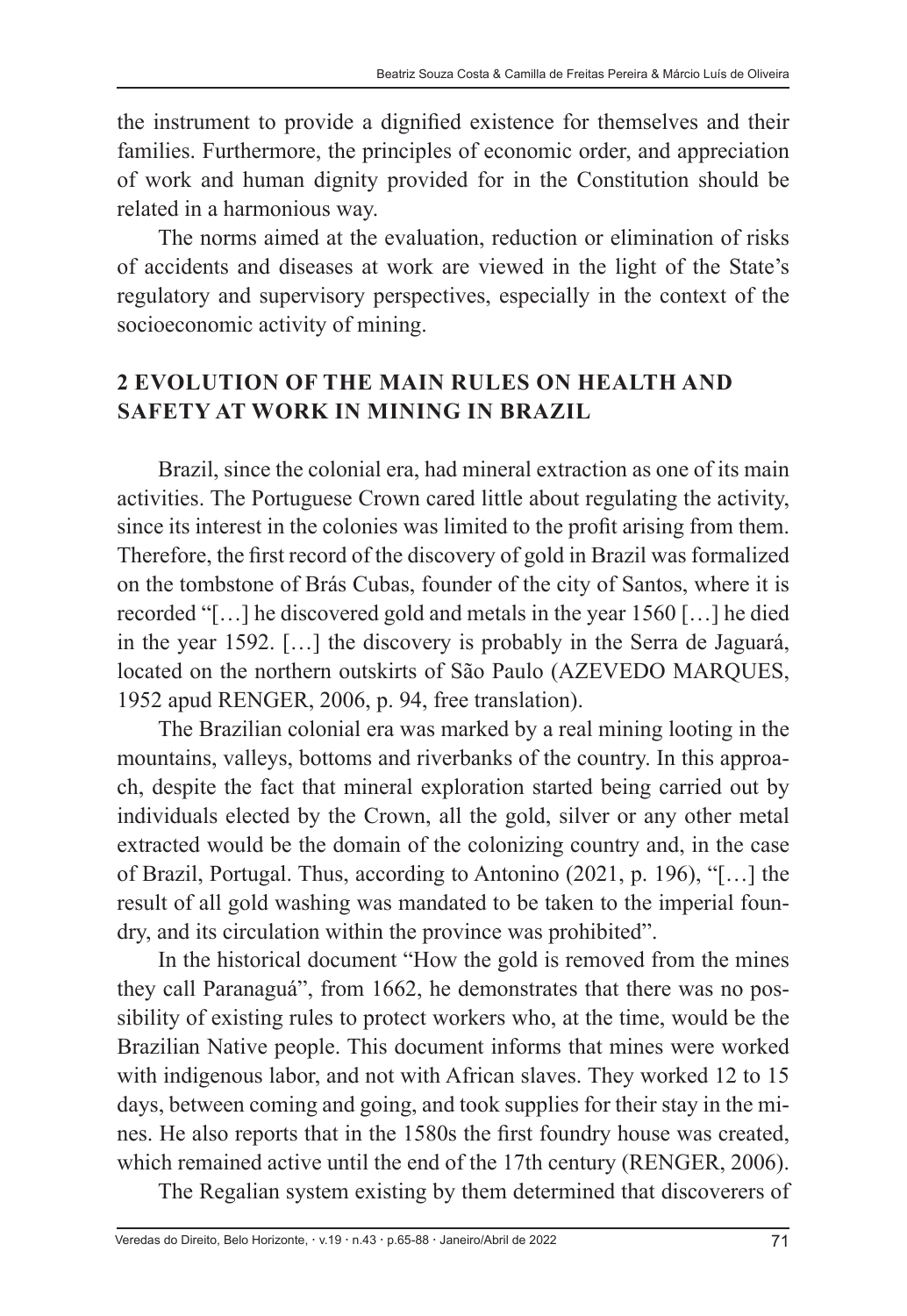the instrument to provide a dignified existence for themselves and their families. Furthermore, the principles of economic order, and appreciation of work and human dignity provided for in the Constitution should be related in a harmonious way.

The norms aimed at the evaluation, reduction or elimination of risks of accidents and diseases at work are viewed in the light of the State's regulatory and supervisory perspectives, especially in the context of the socioeconomic activity of mining.

## 2 EVOLUTION OF THE MAIN RULES ON HEALTH AND SAFETY AT WORK IN MINING IN BRAZIL

Brazil, since the colonial era, had mineral extraction as one of its main activities. The Portuguese Crown cared little about regulating the activity, since its interest in the colonies was limited to the profit arising from them. Therefore, the first record of the discovery of gold in Brazil was formalized on the tombstone of Brás Cubas, founder of the city of Santos, where it is recorded "[…] he discovered gold and metals in the year 1560 […] he died in the year 1592. […] the discovery is probably in the Serra de Jaguará, located on the northern outskirts of São Paulo (AZEVEDO MARQUES, 1952 apud RENGER, 2006, p. 94, free translation).

The Brazilian colonial era was marked by a real mining looting in the mountains, valleys, bottoms and riverbanks of the country. In this approach, despite the fact that mineral exploration started being carried out by individuals elected by the Crown, all the gold, silver or any other metal extracted would be the domain of the colonizing country and, in the case of Brazil, Portugal. Thus, according to Antonino (2021, p. 196), "[…] the result of all gold washing was mandated to be taken to the imperial foundry, and its circulation within the province was prohibited".

In the historical document "How the gold is removed from the mines they call Paranaguá", from 1662, he demonstrates that there was no possibility of existing rules to protect workers who, at the time, would be the Brazilian Native people. This document informs that mines were worked with indigenous labor, and not with African slaves. They worked 12 to 15 days, between coming and going, and took supplies for their stay in the mines. He also reports that in the 1580s the first foundry house was created, which remained active until the end of the 17th century (RENGER, 2006).

The Regalian system existing by them determined that discoverers of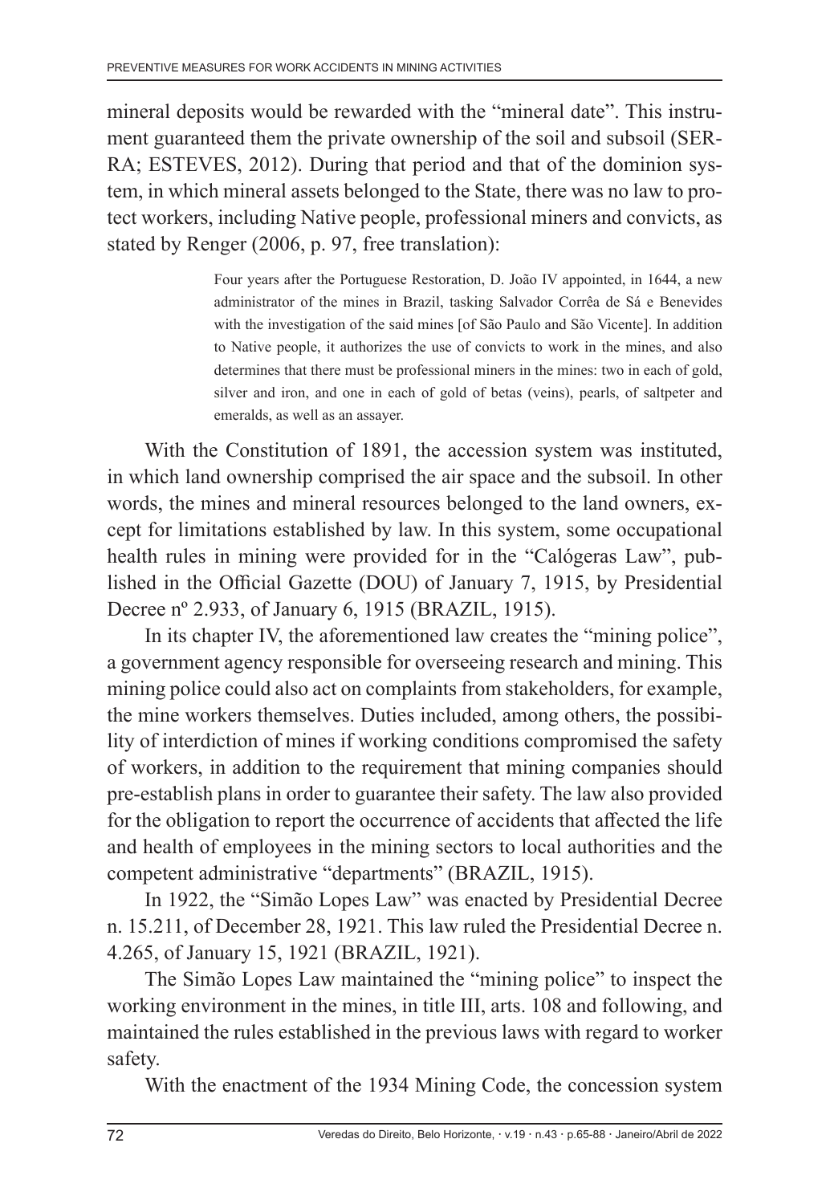mineral deposits would be rewarded with the "mineral date". This instrument guaranteed them the private ownership of the soil and subsoil (SERRA; ESTEVES, 2012). During that period and that of the dominion system, in which mineral assets belonged to the State, there was no law to protect workers, including Native people, professional miners and convicts, as stated by Renger (2006, p. 97, free translation):

> Four years after the Portuguese Restoration, D. João IV appointed, in 1644, a new administrator of the mines in Brazil, tasking Salvador Corrêa de Sá e Benevides with the investigation of the said mines [of São Paulo and São Vicente]. In addition to Native people, it authorizes the use of convicts to work in the mines, and also determines that there must be professional miners in the mines: two in each of gold, silver and iron, and one in each of gold of betas (veins), pearls, of saltpeter and emeralds, as well as an assayer.

With the Constitution of 1891, the accession system was instituted, in which land ownership comprised the air space and the subsoil. In other words, the mines and mineral resources belonged to the land owners, except for limitations established by law. In this system, some occupational health rules in mining were provided for in the "Calógeras Law", published in the Official Gazette (DOU) of January 7, 1915, by Presidential Decree nº 2.933, of January 6, 1915 (BRAZIL, 1915).

In its chapter IV, the aforementioned law creates the "mining police", a government agency responsible for overseeing research and mining. This mining police could also act on complaints from stakeholders, for example, the mine workers themselves. Duties included, among others, the possibility of interdiction of mines if working conditions compromised the safety of workers, in addition to the requirement that mining companies should pre-establish plans in order to guarantee their safety. The law also provided for the obligation to report the occurrence of accidents that affected the life and health of employees in the mining sectors to local authorities and the competent administrative "departments" (BRAZIL, 1915).

In 1922, the "Simão Lopes Law" was enacted by Presidential Decree n. 15.211, of December 28, 1921. This law ruled the Presidential Decree n. 4.265, of January 15, 1921 (BRAZIL, 1921).

The Simão Lopes Law maintained the "mining police" to inspect the working environment in the mines, in title III, arts. 108 and following, and maintained the rules established in the previous laws with regard to worker safety.

With the enactment of the 1934 Mining Code, the concession system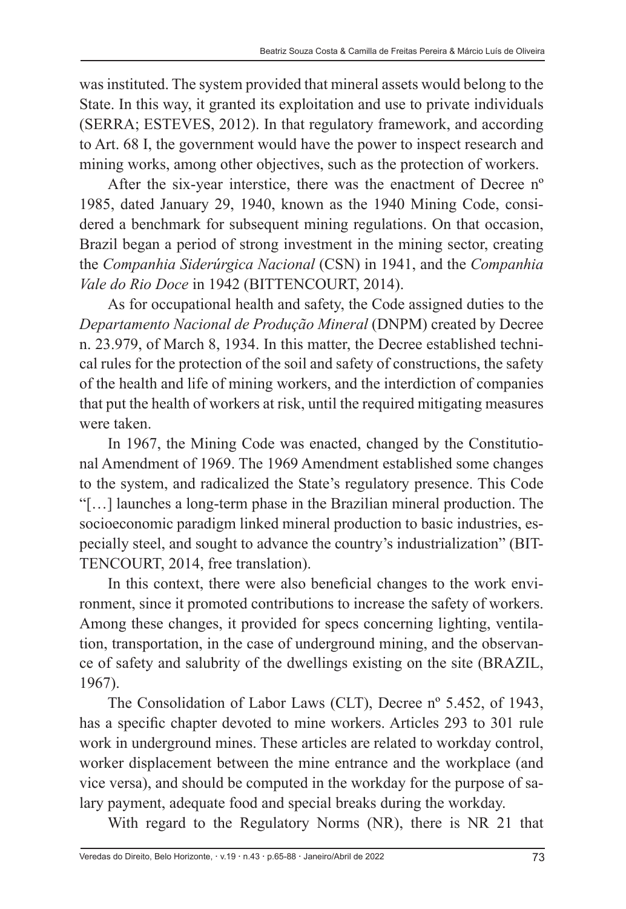was instituted. The system provided that mineral assets would belong to the State. In this way, it granted its exploitation and use to private individuals (SERRA; ESTEVES, 2012). In that regulatory framework, and according to Art. 68 I, the government would have the power to inspect research and mining works, among other objectives, such as the protection of workers.

After the six-year interstice, there was the enactment of Decree nº 1985, dated January 29, 1940, known as the 1940 Mining Code, considered a benchmark for subsequent mining regulations. On that occasion, Brazil began a period of strong investment in the mining sector, creating the *Companhia Siderúrgica Nacional* (CSN) in 1941, and the *Companhia Vale do Rio Doce* in 1942 (BITTENCOURT, 2014).

As for occupational health and safety, the Code assigned duties to the *Departamento Nacional de Produção Mineral* (DNPM) created by Decree n. 23.979, of March 8, 1934. In this matter, the Decree established technical rules for the protection of the soil and safety of constructions, the safety of the health and life of mining workers, and the interdiction of companies that put the health of workers at risk, until the required mitigating measures were taken.

In 1967, the Mining Code was enacted, changed by the Constitutional Amendment of 1969. The 1969 Amendment established some changes to the system, and radicalized the State's regulatory presence. This Code "[…] launches a long-term phase in the Brazilian mineral production. The socioeconomic paradigm linked mineral production to basic industries, especially steel, and sought to advance the country's industrialization" (BITTENCOURT, 2014, free translation).

In this context, there were also beneficial changes to the work environment, since it promoted contributions to increase the safety of workers. Among these changes, it provided for specs concerning lighting, ventilation, transportation, in the case of underground mining, and the observance of safety and salubrity of the dwellings existing on the site (BRAZIL, 1967).

The Consolidation of Labor Laws (CLT), Decree nº 5.452, of 1943, has a specific chapter devoted to mine workers. Articles 293 to 301 rule work in underground mines. These articles are related to workday control, worker displacement between the mine entrance and the workplace (and vice versa), and should be computed in the workday for the purpose of salary payment, adequate food and special breaks during the workday.

With regard to the Regulatory Norms (NR), there is NR 21 that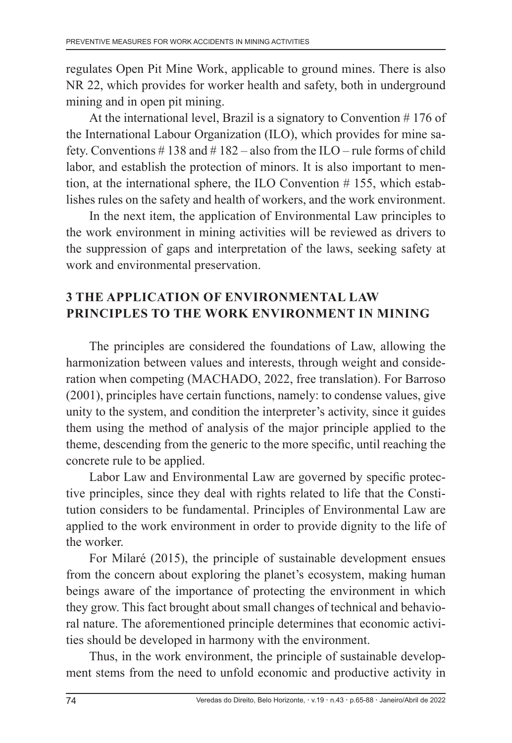regulates Open Pit Mine Work, applicable to ground mines. There is also NR 22, which provides for worker health and safety, both in underground mining and in open pit mining.

At the international level, Brazil is a signatory to Convention # 176 of the International Labour Organization (ILO), which provides for mine safety. Conventions # 138 and # 182 – also from the ILO – rule forms of child labor, and establish the protection of minors. It is also important to mention, at the international sphere, the ILO Convention # 155, which establishes rules on the safety and health of workers, and the work environment.

In the next item, the application of Environmental Law principles to the work environment in mining activities will be reviewed as drivers to the suppression of gaps and interpretation of the laws, seeking safety at work and environmental preservation.

## 3 THE APPLICATION OF ENVIRONMENTAL LAW PRINCIPLES TO THE WORK ENVIRONMENT IN MINING

The principles are considered the foundations of Law, allowing the harmonization between values and interests, through weight and consideration when competing (MACHADO, 2022, free translation). For Barroso (2001), principles have certain functions, namely: to condense values, give unity to the system, and condition the interpreter's activity, since it guides them using the method of analysis of the major principle applied to the theme, descending from the generic to the more specific, until reaching the concrete rule to be applied.

Labor Law and Environmental Law are governed by specific protective principles, since they deal with rights related to life that the Constitution considers to be fundamental. Principles of Environmental Law are applied to the work environment in order to provide dignity to the life of the worker.

For Milaré (2015), the principle of sustainable development ensues from the concern about exploring the planet's ecosystem, making human beings aware of the importance of protecting the environment in which they grow. This fact brought about small changes of technical and behavioral nature. The aforementioned principle determines that economic activities should be developed in harmony with the environment.

Thus, in the work environment, the principle of sustainable development stems from the need to unfold economic and productive activity in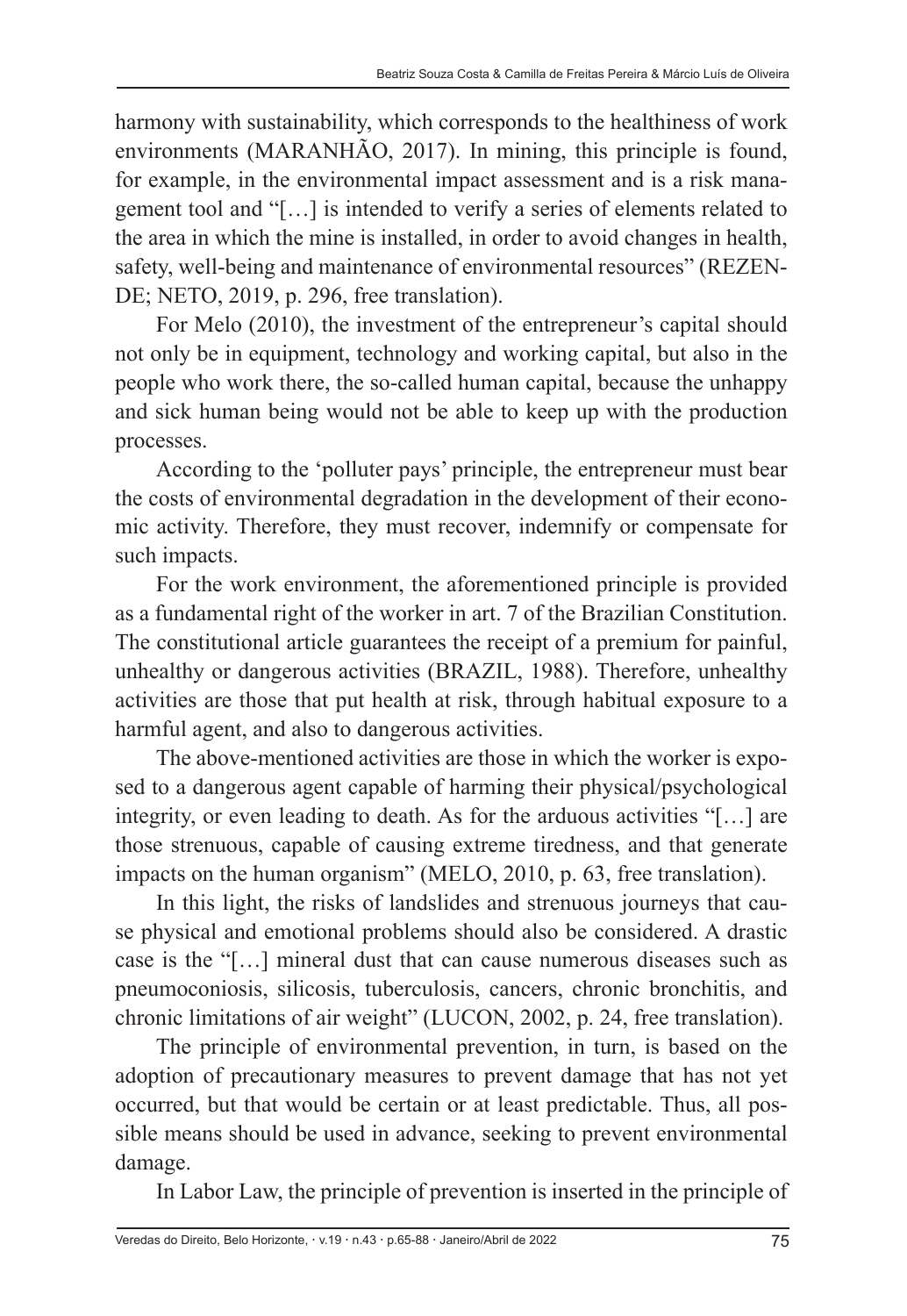harmony with sustainability, which corresponds to the healthiness of work environments (MARANHÃO, 2017). In mining, this principle is found, for example, in the environmental impact assessment and is a risk management tool and "[…] is intended to verify a series of elements related to the area in which the mine is installed, in order to avoid changes in health, safety, well-being and maintenance of environmental resources" (REZENDE; NETO, 2019, p. 296, free translation).

For Melo (2010), the investment of the entrepreneur's capital should not only be in equipment, technology and working capital, but also in the people who work there, the so-called human capital, because the unhappy and sick human being would not be able to keep up with the production processes.

According to the 'polluter pays' principle, the entrepreneur must bear the costs of environmental degradation in the development of their economic activity. Therefore, they must recover, indemnify or compensate for such impacts.

For the work environment, the aforementioned principle is provided as a fundamental right of the worker in art. 7 of the Brazilian Constitution. The constitutional article guarantees the receipt of a premium for painful, unhealthy or dangerous activities (BRAZIL, 1988). Therefore, unhealthy activities are those that put health at risk, through habitual exposure to a harmful agent, and also to dangerous activities.

The above-mentioned activities are those in which the worker is exposed to a dangerous agent capable of harming their physical/psychological integrity, or even leading to death. As for the arduous activities "[…] are those strenuous, capable of causing extreme tiredness, and that generate impacts on the human organism" (MELO, 2010, p. 63, free translation).

In this light, the risks of landslides and strenuous journeys that cause physical and emotional problems should also be considered. A drastic case is the "[…] mineral dust that can cause numerous diseases such as pneumoconiosis, silicosis, tuberculosis, cancers, chronic bronchitis, and chronic limitations of air weight" (LUCON, 2002, p. 24, free translation).

The principle of environmental prevention, in turn, is based on the adoption of precautionary measures to prevent damage that has not yet occurred, but that would be certain or at least predictable. Thus, all possible means should be used in advance, seeking to prevent environmental damage.

In Labor Law, the principle of prevention is inserted in the principle of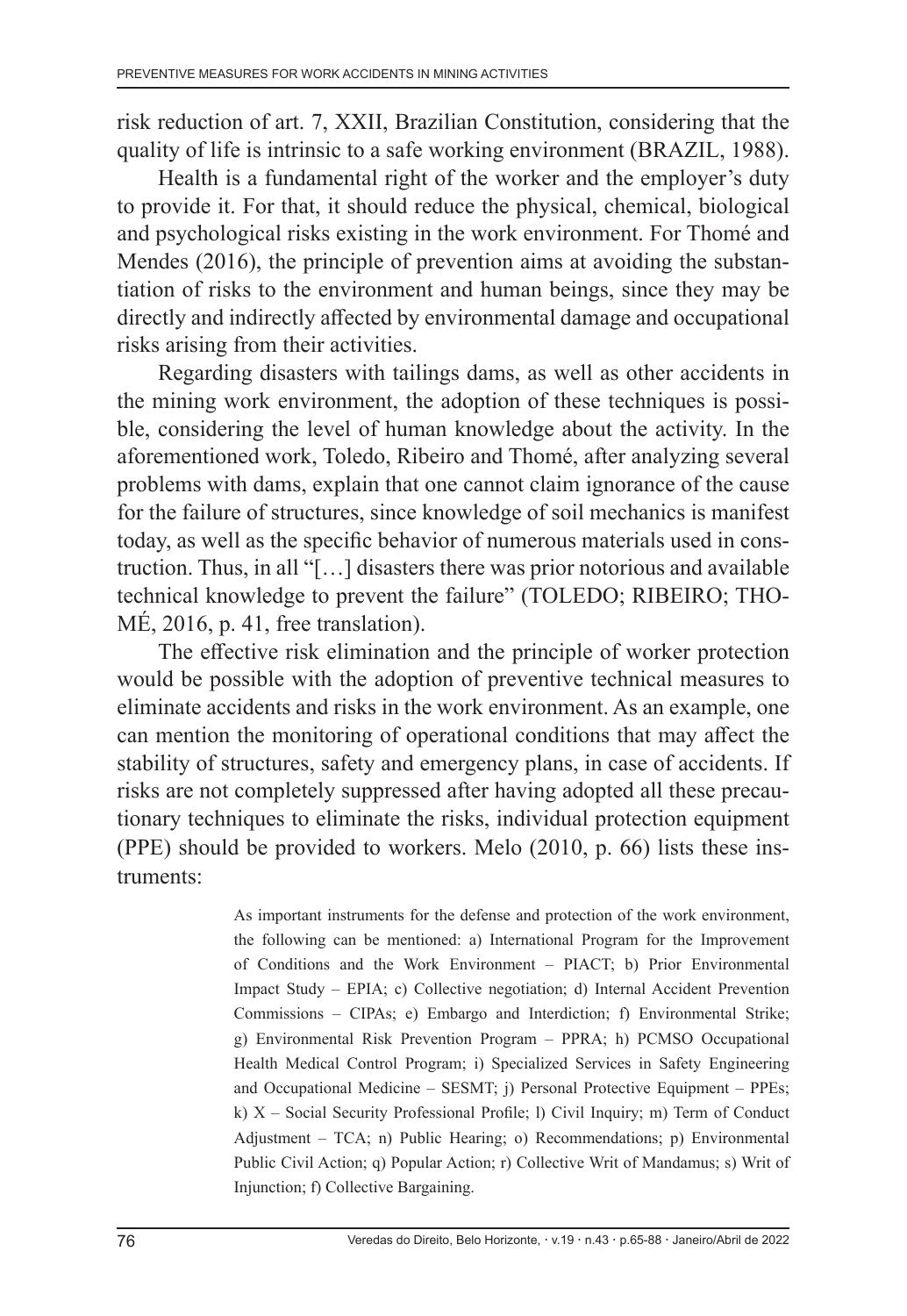risk reduction of art. 7, XXII, Brazilian Constitution, considering that the quality of life is intrinsic to a safe working environment (BRAZIL, 1988).

Health is a fundamental right of the worker and the employer's duty to provide it. For that, it should reduce the physical, chemical, biological and psychological risks existing in the work environment. For Thomé and Mendes (2016), the principle of prevention aims at avoiding the substantiation of risks to the environment and human beings, since they may be directly and indirectly affected by environmental damage and occupational risks arising from their activities.

Regarding disasters with tailings dams, as well as other accidents in the mining work environment, the adoption of these techniques is possible, considering the level of human knowledge about the activity. In the aforementioned work, Toledo, Ribeiro and Thomé, after analyzing several problems with dams, explain that one cannot claim ignorance of the cause for the failure of structures, since knowledge of soil mechanics is manifest today, as well as the specific behavior of numerous materials used in construction. Thus, in all "[…] disasters there was prior notorious and available technical knowledge to prevent the failure" (TOLEDO; RIBEIRO; THOMÉ, 2016, p. 41, free translation).

The effective risk elimination and the principle of worker protection would be possible with the adoption of preventive technical measures to eliminate accidents and risks in the work environment. As an example, one can mention the monitoring of operational conditions that may affect the stability of structures, safety and emergency plans, in case of accidents. If risks are not completely suppressed after having adopted all these precautionary techniques to eliminate the risks, individual protection equipment (PPE) should be provided to workers. Melo (2010, p. 66) lists these instruments:

> As important instruments for the defense and protection of the work environment, the following can be mentioned: a) International Program for the Improvement of Conditions and the Work Environment – PIACT; b) Prior Environmental Impact Study – EPIA; c) Collective negotiation; d) Internal Accident Prevention Commissions – CIPAs; e) Embargo and Interdiction; f) Environmental Strike; g) Environmental Risk Prevention Program – PPRA; h) PCMSO Occupational Health Medical Control Program; i) Specialized Services in Safety Engineering and Occupational Medicine – SESMT; j) Personal Protective Equipment – PPEs; k) X – Social Security Professional Profile; l) Civil Inquiry; m) Term of Conduct Adjustment – TCA; n) Public Hearing; o) Recommendations; p) Environmental Public Civil Action; q) Popular Action; r) Collective Writ of Mandamus; s) Writ of Injunction; f) Collective Bargaining.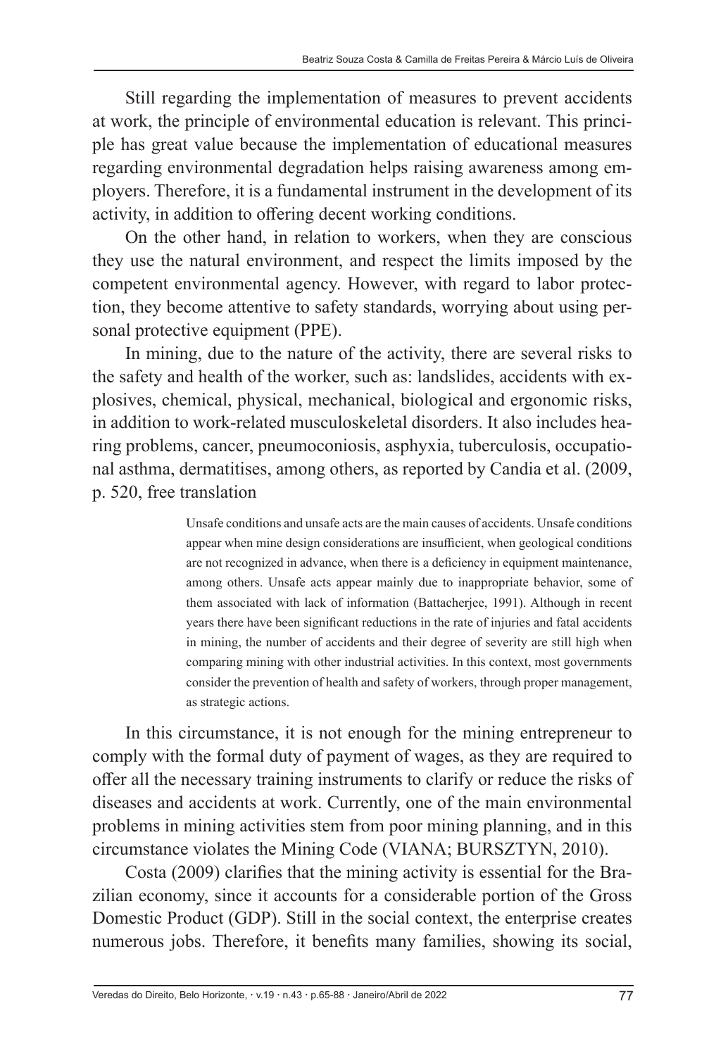Still regarding the implementation of measures to prevent accidents at work, the principle of environmental education is relevant. This principle has great value because the implementation of educational measures regarding environmental degradation helps raising awareness among employers. Therefore, it is a fundamental instrument in the development of its activity, in addition to offering decent working conditions.

On the other hand, in relation to workers, when they are conscious they use the natural environment, and respect the limits imposed by the competent environmental agency. However, with regard to labor protection, they become attentive to safety standards, worrying about using personal protective equipment (PPE).

In mining, due to the nature of the activity, there are several risks to the safety and health of the worker, such as: landslides, accidents with explosives, chemical, physical, mechanical, biological and ergonomic risks, in addition to work-related musculoskeletal disorders. It also includes hearing problems, cancer, pneumoconiosis, asphyxia, tuberculosis, occupational asthma, dermatitises, among others, as reported by Candia et al. (2009, p. 520, free translation

> Unsafe conditions and unsafe acts are the main causes of accidents. Unsafe conditions appear when mine design considerations are insufficient, when geological conditions are not recognized in advance, when there is a deficiency in equipment maintenance, among others. Unsafe acts appear mainly due to inappropriate behavior, some of them associated with lack of information (Battacherjee, 1991). Although in recent years there have been significant reductions in the rate of injuries and fatal accidents in mining, the number of accidents and their degree of severity are still high when comparing mining with other industrial activities. In this context, most governments consider the prevention of health and safety of workers, through proper management, as strategic actions.

In this circumstance, it is not enough for the mining entrepreneur to comply with the formal duty of payment of wages, as they are required to offer all the necessary training instruments to clarify or reduce the risks of diseases and accidents at work. Currently, one of the main environmental problems in mining activities stem from poor mining planning, and in this circumstance violates the Mining Code (VIANA; BURSZTYN, 2010).

Costa (2009) clarifies that the mining activity is essential for the Brazilian economy, since it accounts for a considerable portion of the Gross Domestic Product (GDP). Still in the social context, the enterprise creates numerous jobs. Therefore, it benefits many families, showing its social,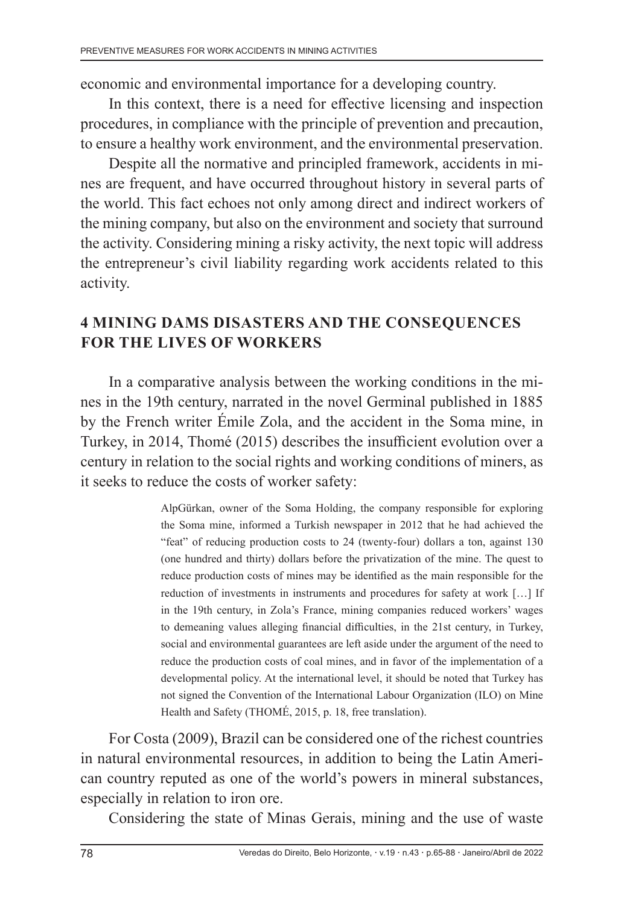economic and environmental importance for a developing country.

In this context, there is a need for effective licensing and inspection procedures, in compliance with the principle of prevention and precaution, to ensure a healthy work environment, and the environmental preservation.

Despite all the normative and principled framework, accidents in mines are frequent, and have occurred throughout history in several parts of the world. This fact echoes not only among direct and indirect workers of the mining company, but also on the environment and society that surround the activity. Considering mining a risky activity, the next topic will address the entrepreneur's civil liability regarding work accidents related to this activity.

## 4 MINING DAMS DISASTERS AND THE CONSEQUENCES FOR THE LIVES OF WORKERS

In a comparative analysis between the working conditions in the mines in the 19th century, narrated in the novel Germinal published in 1885 by the French writer Émile Zola, and the accident in the Soma mine, in Turkey, in 2014, Thomé (2015) describes the insufficient evolution over a century in relation to the social rights and working conditions of miners, as it seeks to reduce the costs of worker safety:

> AlpGürkan, owner of the Soma Holding, the company responsible for exploring the Soma mine, informed a Turkish newspaper in 2012 that he had achieved the "feat" of reducing production costs to 24 (twenty-four) dollars a ton, against 130 (one hundred and thirty) dollars before the privatization of the mine. The quest to reduce production costs of mines may be identified as the main responsible for the reduction of investments in instruments and procedures for safety at work […] If in the 19th century, in Zola's France, mining companies reduced workers' wages to demeaning values alleging financial difficulties, in the 21st century, in Turkey, social and environmental guarantees are left aside under the argument of the need to reduce the production costs of coal mines, and in favor of the implementation of a developmental policy. At the international level, it should be noted that Turkey has not signed the Convention of the International Labour Organization (ILO) on Mine Health and Safety (THOMÉ, 2015, p. 18, free translation).

For Costa (2009), Brazil can be considered one of the richest countries in natural environmental resources, in addition to being the Latin American country reputed as one of the world's powers in mineral substances, especially in relation to iron ore.

Considering the state of Minas Gerais, mining and the use of waste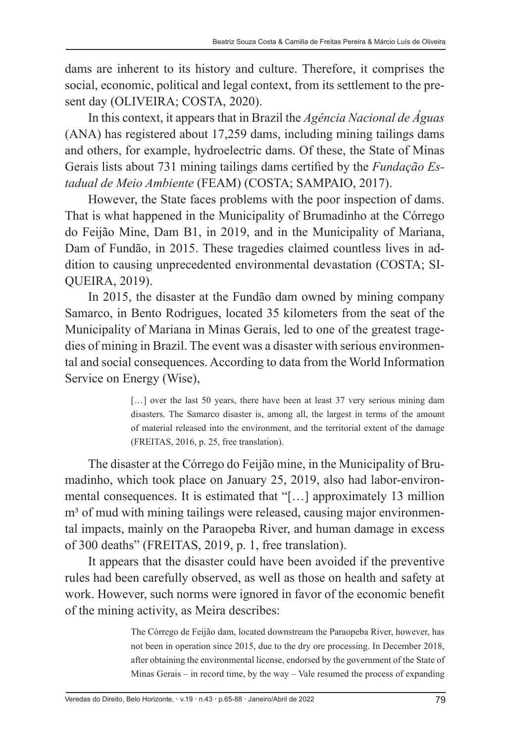dams are inherent to its history and culture. Therefore, it comprises the social, economic, political and legal context, from its settlement to the present day (OLIVEIRA; COSTA, 2020).

In this context, it appears that in Brazil the *Agência Nacional de Águas* (ANA) has registered about 17,259 dams, including mining tailings dams and others, for example, hydroelectric dams. Of these, the State of Minas Gerais lists about 731 mining tailings dams certified by the *Fundação Estadual de Meio Ambiente* (FEAM) (COSTA; SAMPAIO, 2017).

However, the State faces problems with the poor inspection of dams. That is what happened in the Municipality of Brumadinho at the Córrego do Feijão Mine, Dam B1, in 2019, and in the Municipality of Mariana, Dam of Fundão, in 2015. These tragedies claimed countless lives in addition to causing unprecedented environmental devastation (COSTA; SIQUEIRA, 2019).

In 2015, the disaster at the Fundão dam owned by mining company Samarco, in Bento Rodrigues, located 35 kilometers from the seat of the Municipality of Mariana in Minas Gerais, led to one of the greatest tragedies of mining in Brazil. The event was a disaster with serious environmental and social consequences. According to data from the World Information Service on Energy (Wise),

> […] over the last 50 years, there have been at least 37 very serious mining dam disasters. The Samarco disaster is, among all, the largest in terms of the amount of material released into the environment, and the territorial extent of the damage (FREITAS, 2016, p. 25, free translation).

The disaster at the Córrego do Feijão mine, in the Municipality of Brumadinho, which took place on January 25, 2019, also had labor-environmental consequences. It is estimated that "[…] approximately 13 million m³ of mud with mining tailings were released, causing major environmental impacts, mainly on the Paraopeba River, and human damage in excess of 300 deaths" (FREITAS, 2019, p. 1, free translation).

It appears that the disaster could have been avoided if the preventive rules had been carefully observed, as well as those on health and safety at work. However, such norms were ignored in favor of the economic benefit of the mining activity, as Meira describes:

> The Córrego de Feijão dam, located downstream the Paraopeba River, however, has not been in operation since 2015, due to the dry ore processing. In December 2018, after obtaining the environmental license, endorsed by the government of the State of Minas Gerais – in record time, by the way – Vale resumed the process of expanding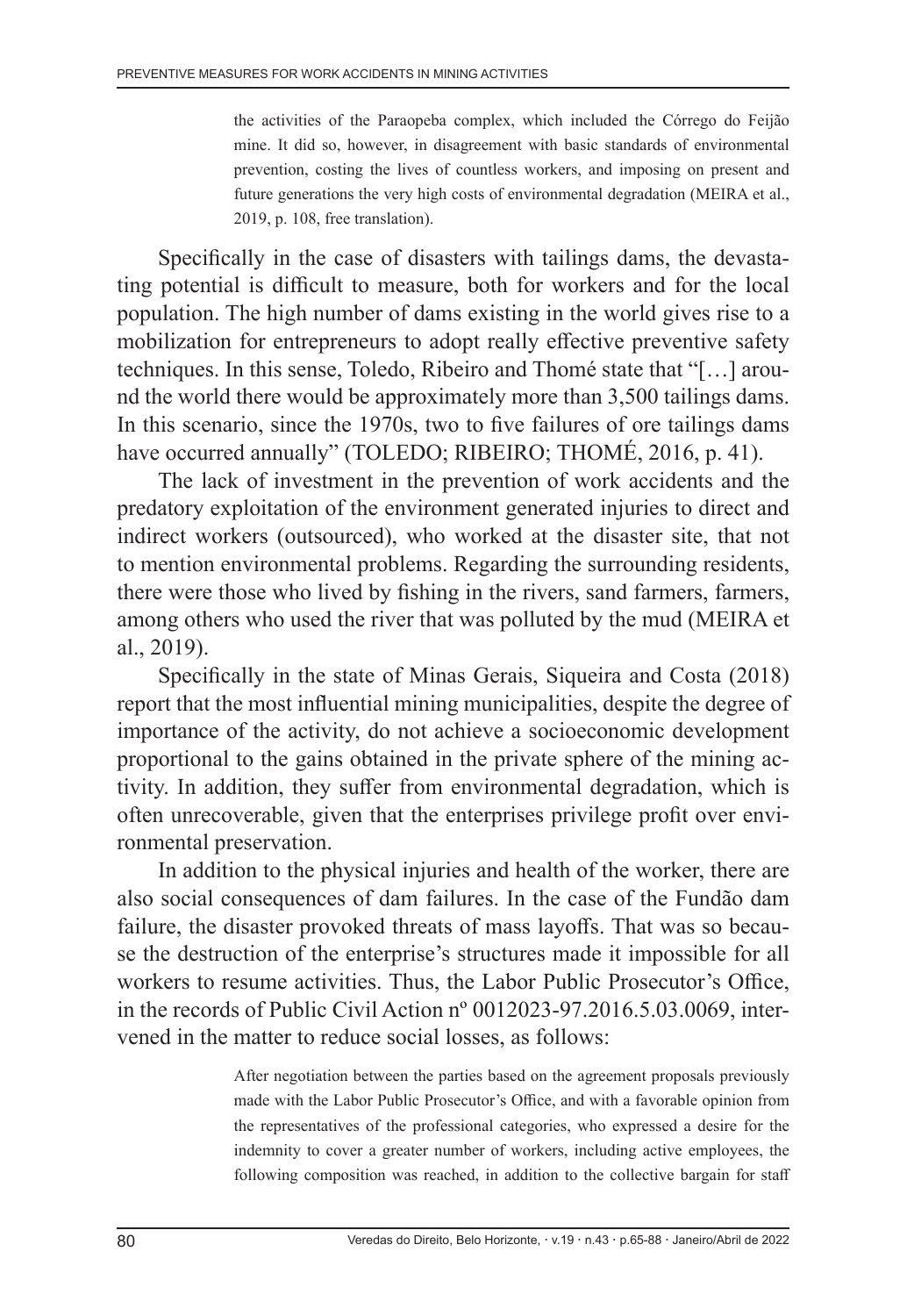> the activities of the Paraopeba complex, which included the Córrego do Feijão mine. It did so, however, in disagreement with basic standards of environmental prevention, costing the lives of countless workers, and imposing on present and future generations the very high costs of environmental degradation (MEIRA et al., 2019, p. 108, free translation).

Specifically in the case of disasters with tailings dams, the devastating potential is difficult to measure, both for workers and for the local population. The high number of dams existing in the world gives rise to a mobilization for entrepreneurs to adopt really effective preventive safety techniques. In this sense, Toledo, Ribeiro and Thomé state that "[…] around the world there would be approximately more than 3,500 tailings dams. In this scenario, since the 1970s, two to five failures of ore tailings dams have occurred annually" (TOLEDO; RIBEIRO; THOMÉ, 2016, p. 41).

The lack of investment in the prevention of work accidents and the predatory exploitation of the environment generated injuries to direct and indirect workers (outsourced), who worked at the disaster site, that not to mention environmental problems. Regarding the surrounding residents, there were those who lived by fishing in the rivers, sand farmers, farmers, among others who used the river that was polluted by the mud (MEIRA et al., 2019).

Specifically in the state of Minas Gerais, Siqueira and Costa (2018) report that the most influential mining municipalities, despite the degree of importance of the activity, do not achieve a socioeconomic development proportional to the gains obtained in the private sphere of the mining activity. In addition, they suffer from environmental degradation, which is often unrecoverable, given that the enterprises privilege profit over environmental preservation.

In addition to the physical injuries and health of the worker, there are also social consequences of dam failures. In the case of the Fundão dam failure, the disaster provoked threats of mass layoffs. That was so because the destruction of the enterprise's structures made it impossible for all workers to resume activities. Thus, the Labor Public Prosecutor's Office, in the records of Public Civil Action nº 0012023-97.2016.5.03.0069, intervened in the matter to reduce social losses, as follows:

> After negotiation between the parties based on the agreement proposals previously made with the Labor Public Prosecutor's Office, and with a favorable opinion from the representatives of the professional categories, who expressed a desire for the indemnity to cover a greater number of workers, including active employees, the following composition was reached, in addition to the collective bargain for staff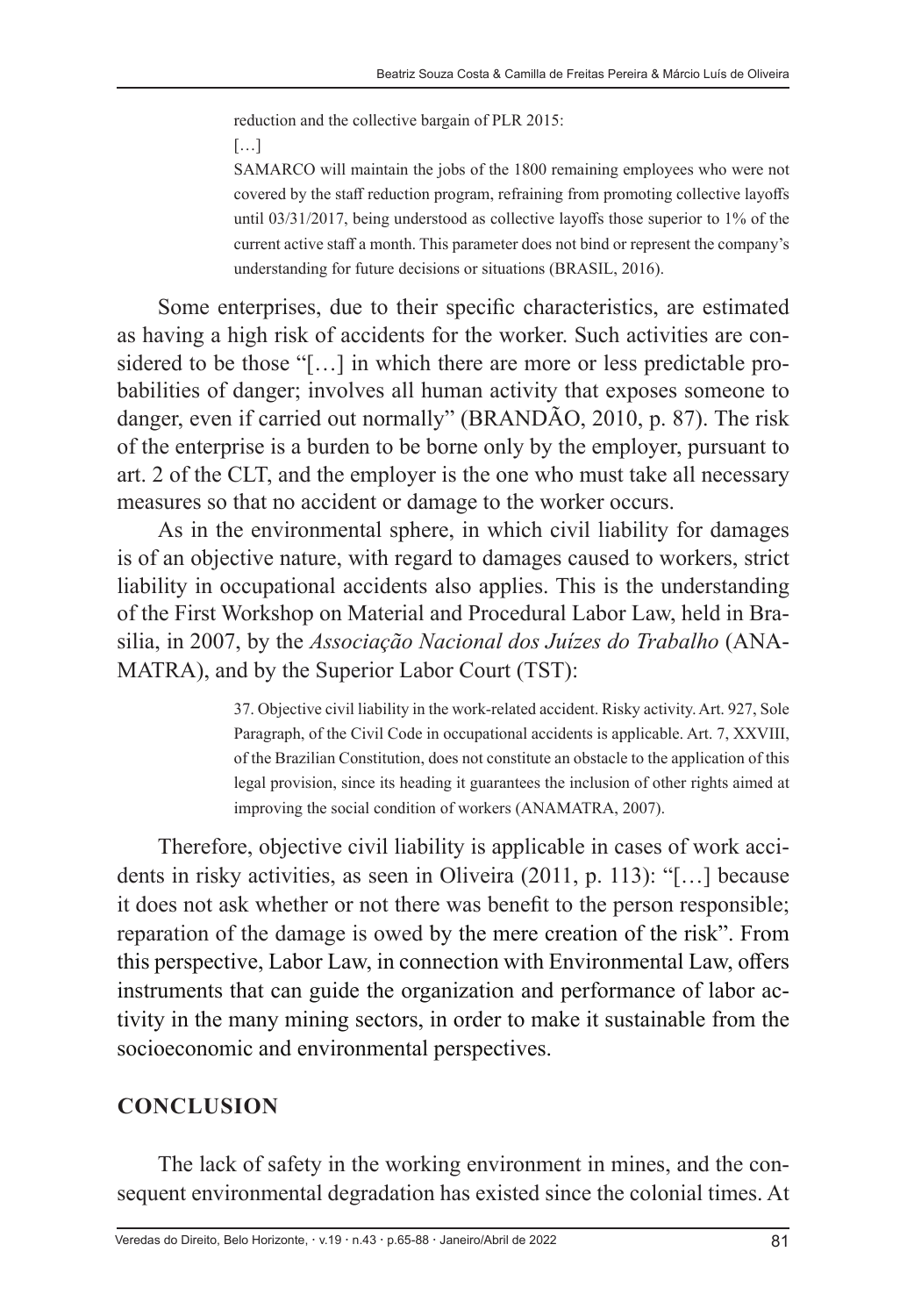> reduction and the collective bargain of PLR 2015:
>
> […]
>
> SAMARCO will maintain the jobs of the 1800 remaining employees who were not covered by the staff reduction program, refraining from promoting collective layoffs until 03/31/2017, being understood as collective layoffs those superior to 1% of the current active staff a month. This parameter does not bind or represent the company's understanding for future decisions or situations (BRASIL, 2016).

Some enterprises, due to their specific characteristics, are estimated as having a high risk of accidents for the worker. Such activities are considered to be those "[…] in which there are more or less predictable probabilities of danger; involves all human activity that exposes someone to danger, even if carried out normally" (BRANDÃO, 2010, p. 87). The risk of the enterprise is a burden to be borne only by the employer, pursuant to art. 2 of the CLT, and the employer is the one who must take all necessary measures so that no accident or damage to the worker occurs.

As in the environmental sphere, in which civil liability for damages is of an objective nature, with regard to damages caused to workers, strict liability in occupational accidents also applies. This is the understanding of the First Workshop on Material and Procedural Labor Law, held in Brasilia, in 2007, by the *Associação Nacional dos Juízes do Trabalho* (ANAMATRA), and by the Superior Labor Court (TST):

> 37. Objective civil liability in the work-related accident. Risky activity. Art. 927, Sole Paragraph, of the Civil Code in occupational accidents is applicable. Art. 7, XXVIII, of the Brazilian Constitution, does not constitute an obstacle to the application of this legal provision, since its heading it guarantees the inclusion of other rights aimed at improving the social condition of workers (ANAMATRA, 2007).

Therefore, objective civil liability is applicable in cases of work accidents in risky activities, as seen in Oliveira (2011, p. 113): "[…] because it does not ask whether or not there was benefit to the person responsible; reparation of the damage is owed by the mere creation of the risk". From this perspective, Labor Law, in connection with Environmental Law, offers instruments that can guide the organization and performance of labor activity in the many mining sectors, in order to make it sustainable from the socioeconomic and environmental perspectives.

## CONCLUSION

The lack of safety in the working environment in mines, and the consequent environmental degradation has existed since the colonial times. At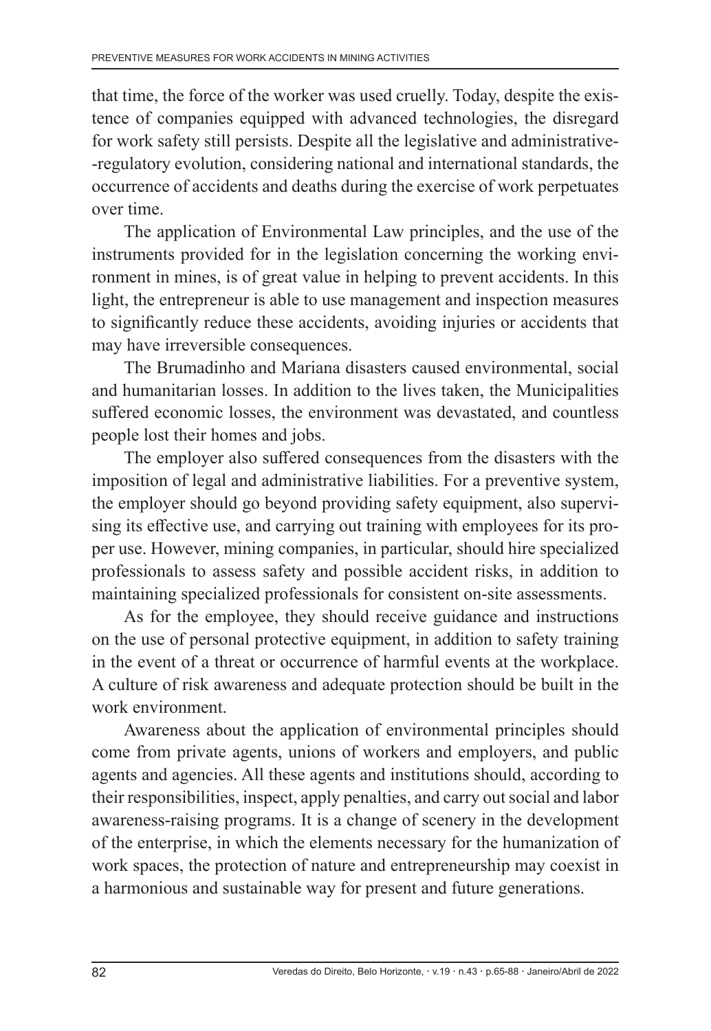that time, the force of the worker was used cruelly. Today, despite the existence of companies equipped with advanced technologies, the disregard for work safety still persists. Despite all the legislative and administrative-regulatory evolution, considering national and international standards, the occurrence of accidents and deaths during the exercise of work perpetuates over time.

The application of Environmental Law principles, and the use of the instruments provided for in the legislation concerning the working environment in mines, is of great value in helping to prevent accidents. In this light, the entrepreneur is able to use management and inspection measures to significantly reduce these accidents, avoiding injuries or accidents that may have irreversible consequences.

The Brumadinho and Mariana disasters caused environmental, social and humanitarian losses. In addition to the lives taken, the Municipalities suffered economic losses, the environment was devastated, and countless people lost their homes and jobs.

The employer also suffered consequences from the disasters with the imposition of legal and administrative liabilities. For a preventive system, the employer should go beyond providing safety equipment, also supervising its effective use, and carrying out training with employees for its proper use. However, mining companies, in particular, should hire specialized professionals to assess safety and possible accident risks, in addition to maintaining specialized professionals for consistent on-site assessments.

As for the employee, they should receive guidance and instructions on the use of personal protective equipment, in addition to safety training in the event of a threat or occurrence of harmful events at the workplace. A culture of risk awareness and adequate protection should be built in the work environment.

Awareness about the application of environmental principles should come from private agents, unions of workers and employers, and public agents and agencies. All these agents and institutions should, according to their responsibilities, inspect, apply penalties, and carry out social and labor awareness-raising programs. It is a change of scenery in the development of the enterprise, in which the elements necessary for the humanization of work spaces, the protection of nature and entrepreneurship may coexist in a harmonious and sustainable way for present and future generations.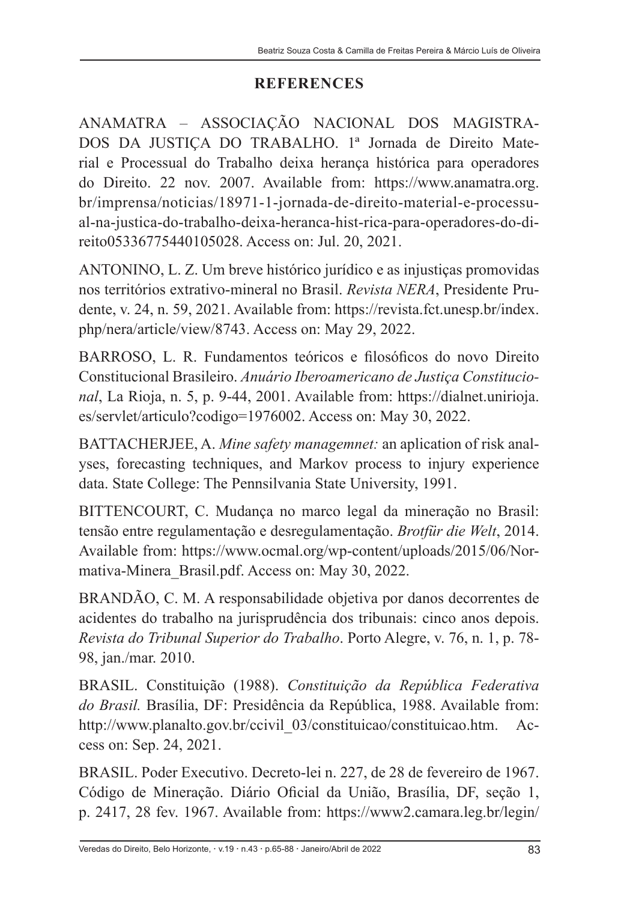## REFERENCES

ANAMATRA – ASSOCIAÇÃO NACIONAL DOS MAGISTRADOS DA JUSTIÇA DO TRABALHO. 1ª Jornada de Direito Material e Processual do Trabalho deixa herança histórica para operadores do Direito. 22 nov. 2007. Available from: https://www.anamatra.org.br/imprensa/noticias/18971-1-jornada-de-direito-material-e-processual-na-justica-do-trabalho-deixa-heranca-hist-rica-para-operadores-do-direito05336775440105028. Access on: Jul. 20, 2021.

ANTONINO, L. Z. Um breve histórico jurídico e as injustiças promovidas nos territórios extrativo-mineral no Brasil. *Revista NERA*, Presidente Prudente, v. 24, n. 59, 2021. Available from: https://revista.fct.unesp.br/index.php/nera/article/view/8743. Access on: May 29, 2022.

BARROSO, L. R. Fundamentos teóricos e filosóficos do novo Direito Constitucional Brasileiro. *Anuário Iberoamericano de Justiça Constitucional*, La Rioja, n. 5, p. 9-44, 2001. Available from: https://dialnet.unirioja.es/servlet/articulo?codigo=1976002. Access on: May 30, 2022.

BATTACHERJEE, A. *Mine safety managemnet:* an aplication of risk analyses, forecasting techniques, and Markov process to injury experience data. State College: The Pennsilvania State University, 1991.

BITTENCOURT, C. Mudança no marco legal da mineração no Brasil: tensão entre regulamentação e desregulamentação. *Brotfür die Welt*, 2014. Available from: https://www.ocmal.org/wp-content/uploads/2015/06/Normativa-Minera_Brasil.pdf. Access on: May 30, 2022.

BRANDÃO, C. M. A responsabilidade objetiva por danos decorrentes de acidentes do trabalho na jurisprudência dos tribunais: cinco anos depois. *Revista do Tribunal Superior do Trabalho*. Porto Alegre, v. 76, n. 1, p. 78-98, jan./mar. 2010.

BRASIL. Constituição (1988). *Constituição da República Federativa do Brasil.* Brasília, DF: Presidência da República, 1988. Available from: http://www.planalto.gov.br/ccivil_03/constituicao/constituicao.htm. Access on: Sep. 24, 2021.

BRASIL. Poder Executivo. Decreto-lei n. 227, de 28 de fevereiro de 1967. Código de Mineração. Diário Oficial da União, Brasília, DF, seção 1, p. 2417, 28 fev. 1967. Available from: https://www2.camara.leg.br/legin/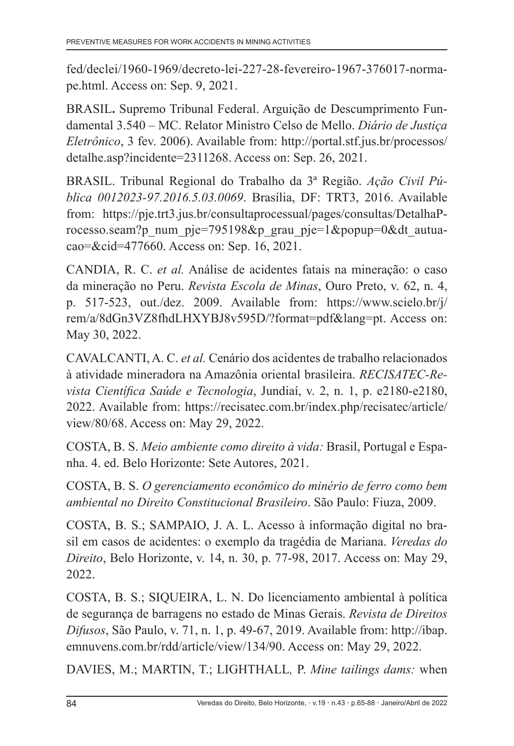fed/declei/1960-1969/decreto-lei-227-28-fevereiro-1967-376017-normape.html. Access on: Sep. 9, 2021.

BRASIL**.** Supremo Tribunal Federal. Arguição de Descumprimento Fundamental 3.540 – MC. Relator Ministro Celso de Mello. *Diário de Justiça Eletrônico*, 3 fev. 2006). Available from: http://portal.stf.jus.br/processos/detalhe.asp?incidente=2311268. Access on: Sep. 26, 2021.

BRASIL. Tribunal Regional do Trabalho da 3ª Região. *Ação Civil Pública 0012023-97.2016.5.03.0069*. Brasília, DF: TRT3, 2016. Available from: https://pje.trt3.jus.br/consultaprocessual/pages/consultas/DetalhaProcesso.seam?p_num_pje=795198&p_grau_pje=1&popup=0&dt_autuacao=&cid=477660. Access on: Sep. 16, 2021.

CANDIA, R. C. *et al.* Análise de acidentes fatais na mineração: o caso da mineração no Peru. *Revista Escola de Minas*, Ouro Preto, v. 62, n. 4, p. 517-523, out./dez. 2009. Available from: https://www.scielo.br/j/rem/a/8dGn3VZ8fhdLHXYBJ8v595D/?format=pdf&lang=pt. Access on: May 30, 2022.

CAVALCANTI, A. C. *et al.* Cenário dos acidentes de trabalho relacionados à atividade mineradora na Amazônia oriental brasileira. *RECISATEC-Revista Científica Saúde e Tecnologia*, Jundiaí, v. 2, n. 1, p. e2180-e2180, 2022. Available from: https://recisatec.com.br/index.php/recisatec/article/view/80/68. Access on: May 29, 2022.

COSTA, B. S. *Meio ambiente como direito à vida:* Brasil, Portugal e Espanha. 4. ed. Belo Horizonte: Sete Autores, 2021.

COSTA, B. S. *O gerenciamento econômico do minério de ferro como bem ambiental no Direito Constitucional Brasileiro*. São Paulo: Fiuza, 2009.

COSTA, B. S.; SAMPAIO, J. A. L. Acesso à informação digital no brasil em casos de acidentes: o exemplo da tragédia de Mariana. *Veredas do Direito*, Belo Horizonte, v. 14, n. 30, p. 77-98, 2017. Access on: May 29, 2022.

COSTA, B. S.; SIQUEIRA, L. N. Do licenciamento ambiental à política de segurança de barragens no estado de Minas Gerais. *Revista de Direitos Difusos*, São Paulo, v. 71, n. 1, p. 49-67, 2019. Available from: http://ibap.emnuvens.com.br/rdd/article/view/134/90. Access on: May 29, 2022.

DAVIES, M.; MARTIN, T.; LIGHTHALL*,* P. *Mine tailings dams:* when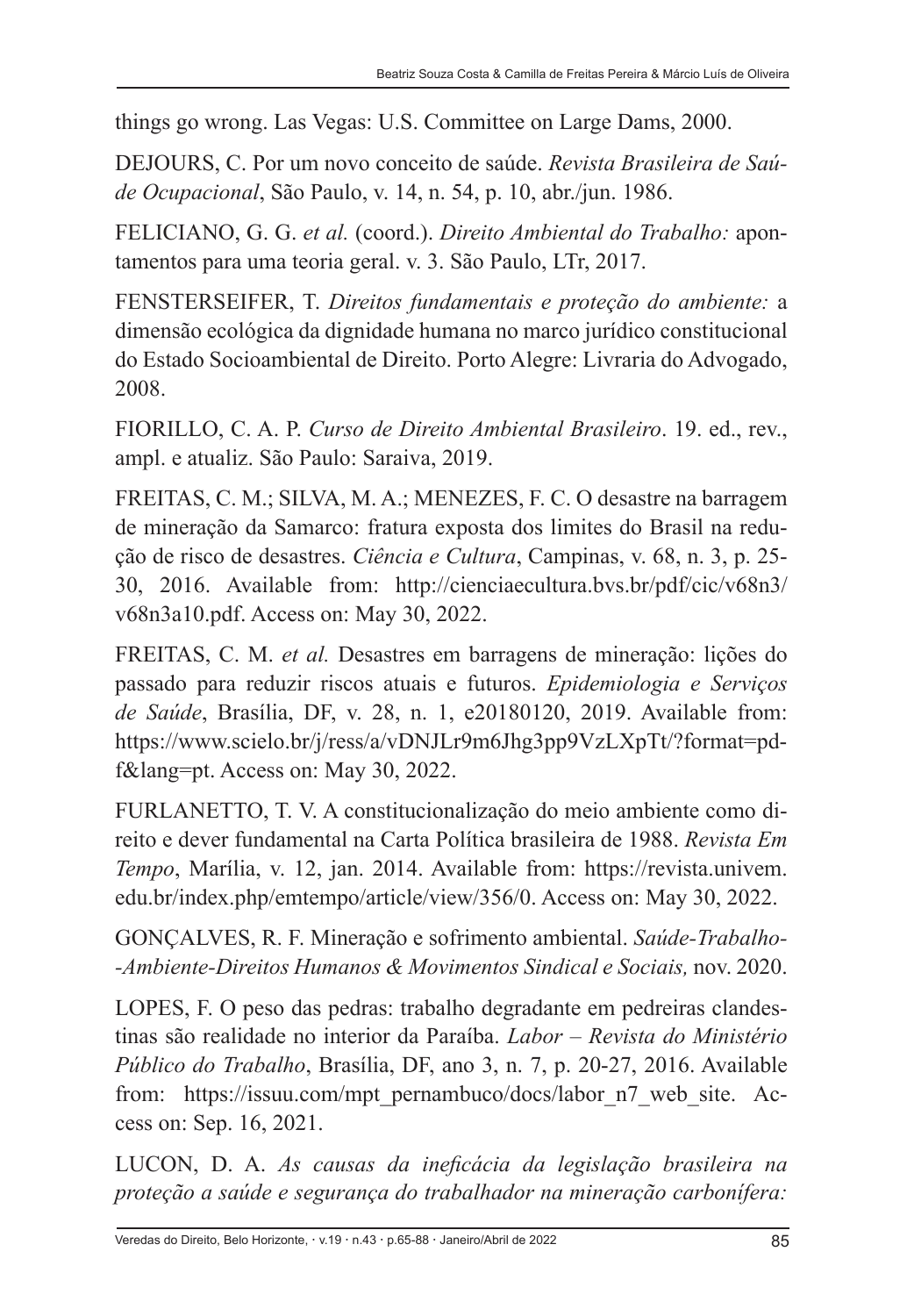things go wrong. Las Vegas: U.S. Committee on Large Dams, 2000.

DEJOURS, C. Por um novo conceito de saúde. *Revista Brasileira de Saúde Ocupacional*, São Paulo, v. 14, n. 54, p. 10, abr./jun. 1986.

FELICIANO, G. G. *et al.* (coord.). *Direito Ambiental do Trabalho:* apontamentos para uma teoria geral. v. 3. São Paulo, LTr, 2017.

FENSTERSEIFER, T. *Direitos fundamentais e proteção do ambiente:* a dimensão ecológica da dignidade humana no marco jurídico constitucional do Estado Socioambiental de Direito. Porto Alegre: Livraria do Advogado, 2008.

FIORILLO, C. A. P. *Curso de Direito Ambiental Brasileiro*. 19. ed., rev., ampl. e atualiz. São Paulo: Saraiva, 2019.

FREITAS, C. M.; SILVA, M. A.; MENEZES, F. C. O desastre na barragem de mineração da Samarco: fratura exposta dos limites do Brasil na redução de risco de desastres. *Ciência e Cultura*, Campinas, v. 68, n. 3, p. 25-30, 2016. Available from: http://cienciaecultura.bvs.br/pdf/cic/v68n3/v68n3a10.pdf. Access on: May 30, 2022.

FREITAS, C. M. *et al.* Desastres em barragens de mineração: lições do passado para reduzir riscos atuais e futuros. *Epidemiologia e Serviços de Saúde*, Brasília, DF, v. 28, n. 1, e20180120, 2019. Available from: https://www.scielo.br/j/ress/a/vDNJLr9m6Jhg3pp9VzLXpTt/?format=pdf&lang=pt. Access on: May 30, 2022.

FURLANETTO, T. V. A constitucionalização do meio ambiente como direito e dever fundamental na Carta Política brasileira de 1988. *Revista Em Tempo*, Marília, v. 12, jan. 2014. Available from: https://revista.univem.edu.br/index.php/emtempo/article/view/356/0. Access on: May 30, 2022.

GONÇALVES, R. F. Mineração e sofrimento ambiental. *Saúde-Trabalho-Ambiente-Direitos Humanos & Movimentos Sindical e Sociais,* nov. 2020.

LOPES, F. O peso das pedras: trabalho degradante em pedreiras clandestinas são realidade no interior da Paraíba. *Labor – Revista do Ministério Público do Trabalho*, Brasília, DF, ano 3, n. 7, p. 20-27, 2016. Available from: https://issuu.com/mpt_pernambuco/docs/labor_n7_web_site. Access on: Sep. 16, 2021.

LUCON, D. A. *As causas da ineficácia da legislação brasileira na proteção a saúde e segurança do trabalhador na mineração carbonífera:*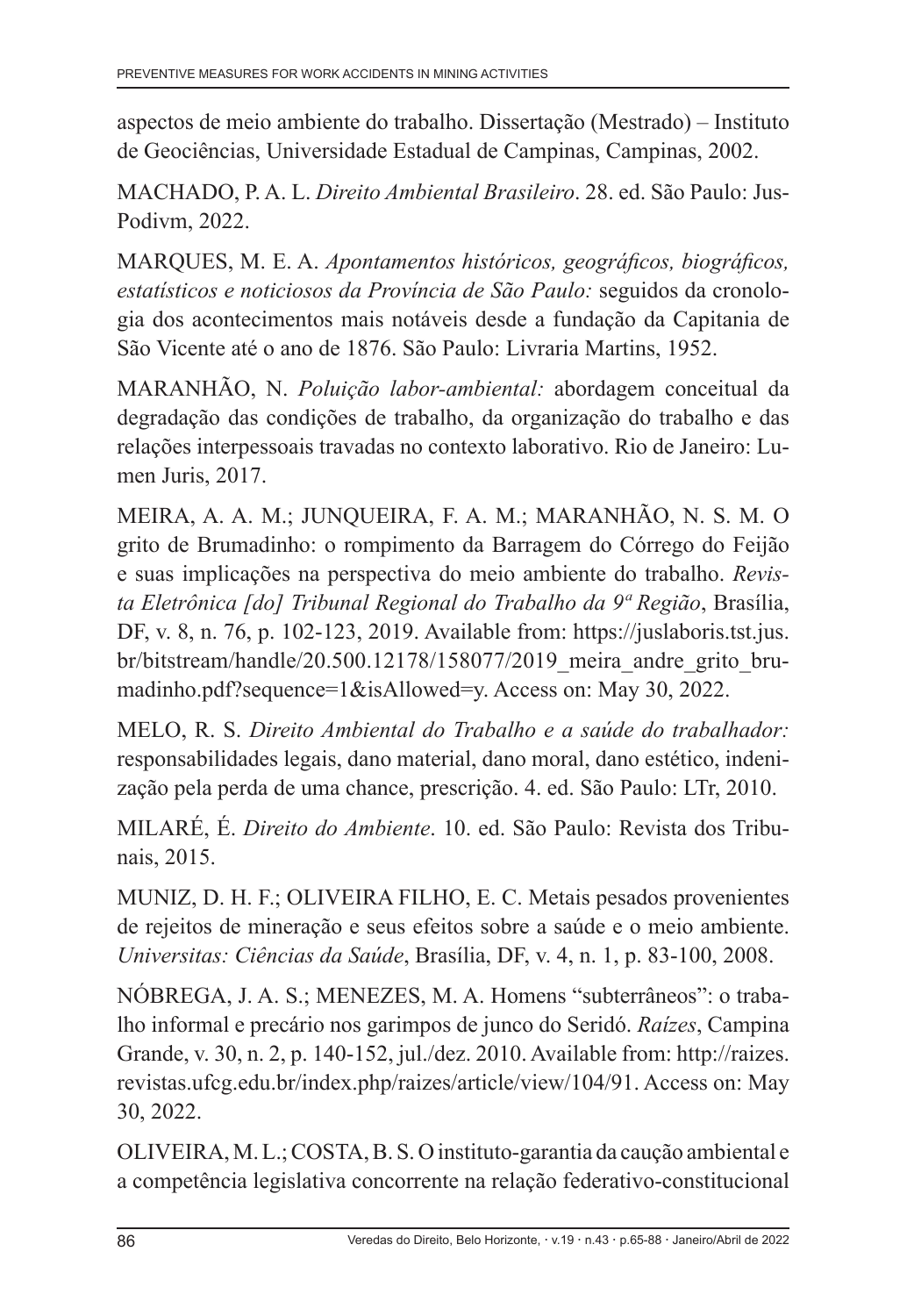aspectos de meio ambiente do trabalho. Dissertação (Mestrado) – Instituto de Geociências, Universidade Estadual de Campinas, Campinas, 2002.

MACHADO, P. A. L. *Direito Ambiental Brasileiro*. 28. ed. São Paulo: JusPodivm, 2022.

MARQUES, M. E. A. *Apontamentos históricos, geográficos, biográficos, estatísticos e noticiosos da Província de São Paulo:* seguidos da cronologia dos acontecimentos mais notáveis desde a fundação da Capitania de São Vicente até o ano de 1876. São Paulo: Livraria Martins, 1952.

MARANHÃO, N. *Poluição labor-ambiental:* abordagem conceitual da degradação das condições de trabalho, da organização do trabalho e das relações interpessoais travadas no contexto laborativo. Rio de Janeiro: Lumen Juris, 2017.

MEIRA, A. A. M.; JUNQUEIRA, F. A. M.; MARANHÃO, N. S. M. O grito de Brumadinho: o rompimento da Barragem do Córrego do Feijão e suas implicações na perspectiva do meio ambiente do trabalho. *Revista Eletrônica [do] Tribunal Regional do Trabalho da 9ª Região*, Brasília, DF, v. 8, n. 76, p. 102-123, 2019. Available from: https://juslaboris.tst.jus.br/bitstream/handle/20.500.12178/158077/2019_meira_andre_grito_brumadinho.pdf?sequence=1&isAllowed=y. Access on: May 30, 2022.

MELO, R. S. *Direito Ambiental do Trabalho e a saúde do trabalhador:* responsabilidades legais, dano material, dano moral, dano estético, indenização pela perda de uma chance, prescrição. 4. ed. São Paulo: LTr, 2010.

MILARÉ, É. *Direito do Ambiente*. 10. ed. São Paulo: Revista dos Tribunais, 2015.

MUNIZ, D. H. F.; OLIVEIRA FILHO, E. C. Metais pesados provenientes de rejeitos de mineração e seus efeitos sobre a saúde e o meio ambiente. *Universitas: Ciências da Saúde*, Brasília, DF, v. 4, n. 1, p. 83-100, 2008.

NÓBREGA, J. A. S.; MENEZES, M. A. Homens "subterrâneos": o trabalho informal e precário nos garimpos de junco do Seridó. *Raízes*, Campina Grande, v. 30, n. 2, p. 140-152, jul./dez. 2010. Available from: http://raizes.revistas.ufcg.edu.br/index.php/raizes/article/view/104/91. Access on: May 30, 2022.

OLIVEIRA, M. L.; COSTA, B. S. O instituto-garantia da caução ambiental e a competência legislativa concorrente na relação federativo-constitucional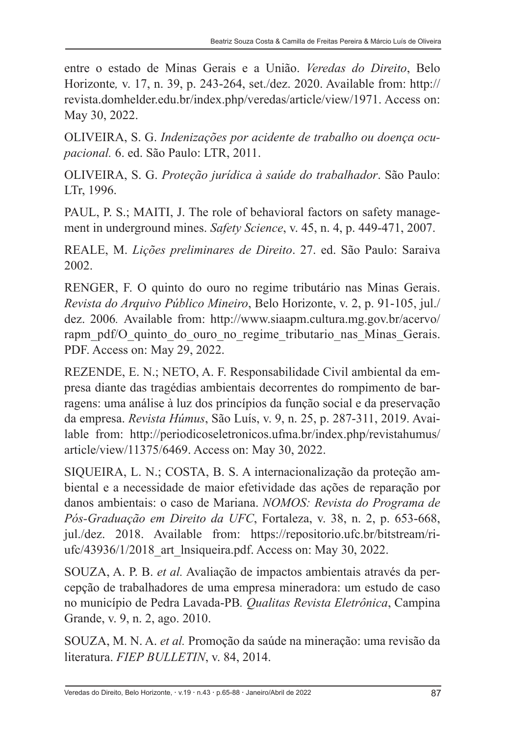entre o estado de Minas Gerais e a União. *Veredas do Direito*, Belo Horizonte*,* v. 17, n. 39, p. 243-264, set./dez. 2020. Available from: http://revista.domhelder.edu.br/index.php/veredas/article/view/1971. Access on: May 30, 2022.

OLIVEIRA, S. G. *Indenizações por acidente de trabalho ou doença ocupacional.* 6. ed. São Paulo: LTR, 2011.

OLIVEIRA, S. G. *Proteção jurídica à saúde do trabalhador*. São Paulo: LTr, 1996.

PAUL, P. S.; MAITI, J. The role of behavioral factors on safety management in underground mines. *Safety Science*, v. 45, n. 4, p. 449-471, 2007.

REALE, M. *Lições preliminares de Direito*. 27. ed. São Paulo: Saraiva 2002.

RENGER, F. O quinto do ouro no regime tributário nas Minas Gerais. *Revista do Arquivo Público Mineiro*, Belo Horizonte, v. 2, p. 91-105, jul./dez. 2006*.* Available from: http://www.siaapm.cultura.mg.gov.br/acervo/rapm_pdf/O_quinto_do_ouro_no_regime_tributario_nas_Minas_Gerais.PDF. Access on: May 29, 2022.

REZENDE, E. N.; NETO, A. F. Responsabilidade Civil ambiental da empresa diante das tragédias ambientais decorrentes do rompimento de barragens: uma análise à luz dos princípios da função social e da preservação da empresa. *Revista Húmus*, São Luís, v. 9, n. 25, p. 287-311, 2019. Available from: http://periodicoseletronicos.ufma.br/index.php/revistahumus/article/view/11375/6469. Access on: May 30, 2022.

SIQUEIRA, L. N.; COSTA, B. S. A internacionalização da proteção ambiental e a necessidade de maior efetividade das ações de reparação por danos ambientais: o caso de Mariana. *NOMOS: Revista do Programa de Pós-Graduação em Direito da UFC*, Fortaleza, v. 38, n. 2, p. 653-668, jul./dez. 2018. Available from: https://repositorio.ufc.br/bitstream/riufc/43936/1/2018_art_lnsiqueira.pdf. Access on: May 30, 2022.

SOUZA, A. P. B. *et al.* Avaliação de impactos ambientais através da percepção de trabalhadores de uma empresa mineradora: um estudo de caso no município de Pedra Lavada-PB*. Qualitas Revista Eletrônica*, Campina Grande, v. 9, n. 2, ago. 2010.

SOUZA, M. N. A. *et al.* Promoção da saúde na mineração: uma revisão da literatura. *FIEP BULLETIN*, v. 84, 2014.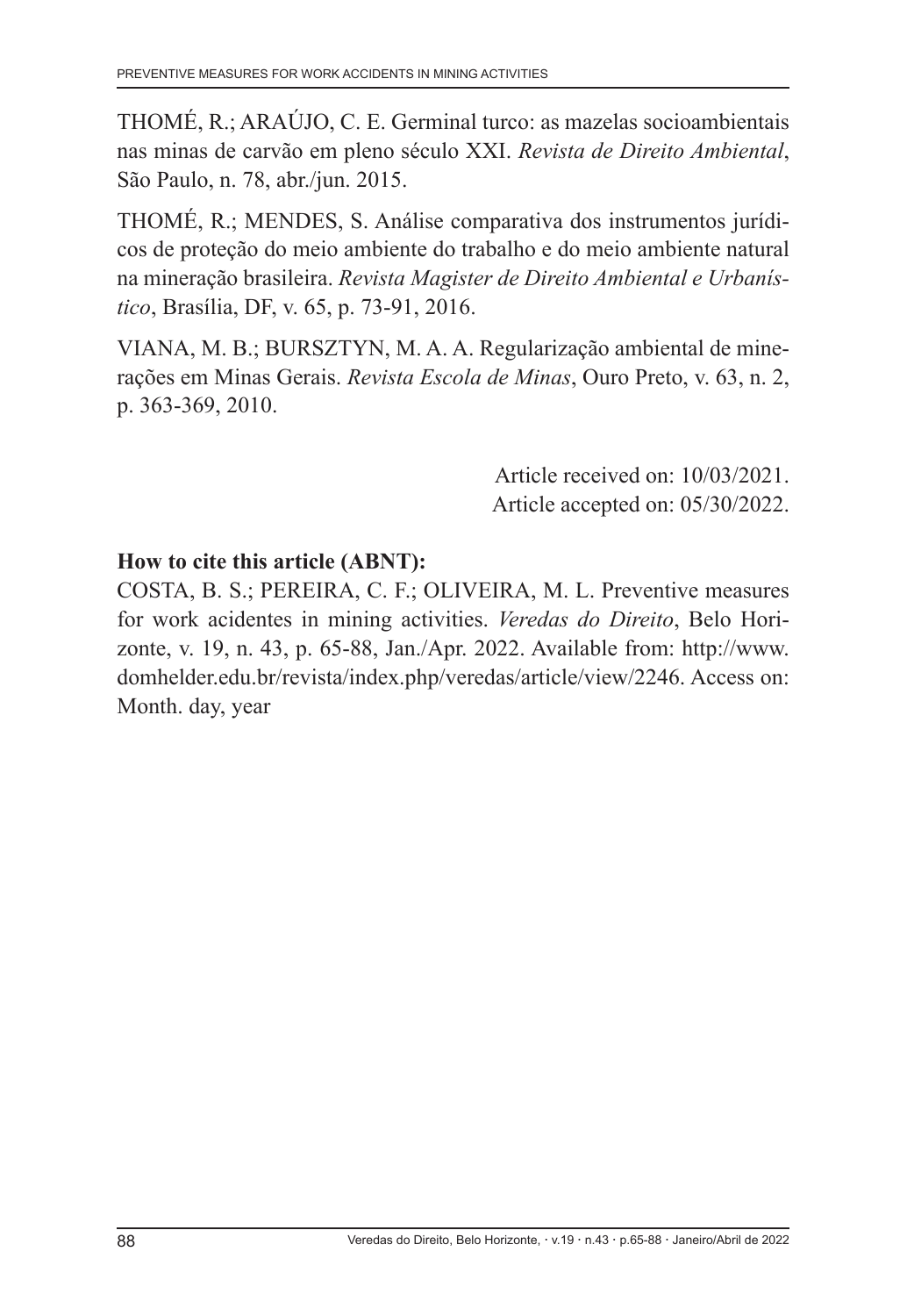THOMÉ, R.; ARAÚJO, C. E. Germinal turco: as mazelas socioambientais nas minas de carvão em pleno século XXI. *Revista de Direito Ambiental*, São Paulo, n. 78, abr./jun. 2015.

THOMÉ, R.; MENDES, S. Análise comparativa dos instrumentos jurídicos de proteção do meio ambiente do trabalho e do meio ambiente natural na mineração brasileira. *Revista Magister de Direito Ambiental e Urbanístico*, Brasília, DF, v. 65, p. 73-91, 2016.

VIANA, M. B.; BURSZTYN, M. A. A. Regularização ambiental de minerações em Minas Gerais. *Revista Escola de Minas*, Ouro Preto, v. 63, n. 2, p. 363-369, 2010.

Article received on: 10/03/2021.
Article accepted on: 05/30/2022.

**How to cite this article (ABNT):**

COSTA, B. S.; PEREIRA, C. F.; OLIVEIRA, M. L. Preventive measures for work acidentes in mining activities. *Veredas do Direito*, Belo Horizonte, v. 19, n. 43, p. 65-88, Jan./Apr. 2022. Available from: http://www.domhelder.edu.br/revista/index.php/veredas/article/view/2246. Access on: Month. day, year